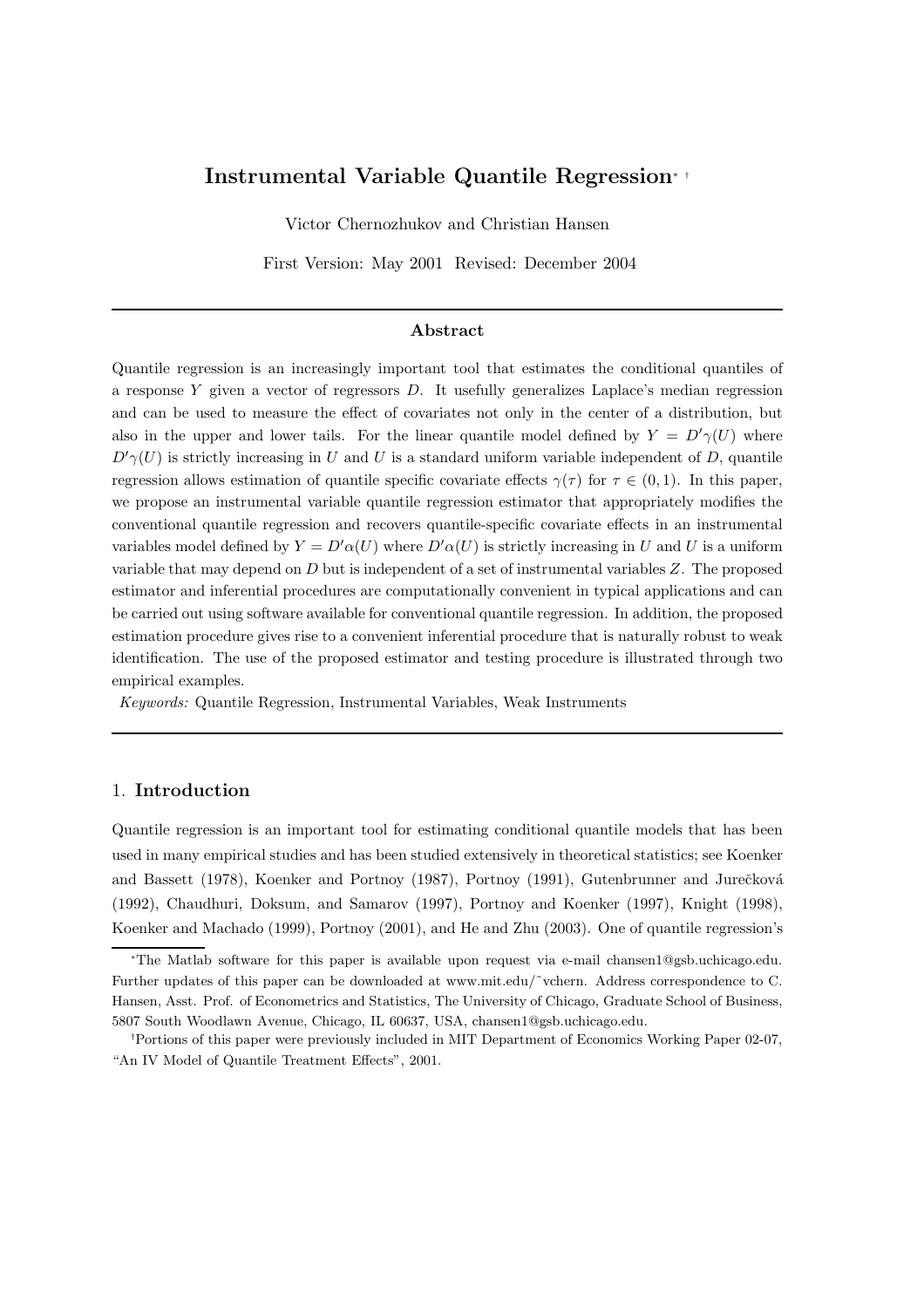# Instrumental Variable Quantile Regression[*] [†]

Victor Chernozhukov and Christian Hansen

First Version: May 2001 Revised: December 2004

---

### Abstract

Quantile regression is an increasingly important tool that estimates the conditional quantiles of a response $Y$ given a vector of regressors $D$. It usefully generalizes Laplace's median regression and can be used to measure the effect of covariates not only in the center of a distribution, but also in the upper and lower tails. For the linear quantile model defined by $Y = D'\gamma(U)$ where $D'\gamma(U)$ is strictly increasing in $U$ and $U$ is a standard uniform variable independent of $D$, quantile regression allows estimation of quantile specific covariate effects $\gamma(\tau)$ for $\tau \in (0, 1)$. In this paper, we propose an instrumental variable quantile regression estimator that appropriately modifies the conventional quantile regression and recovers quantile-specific covariate effects in an instrumental variables model defined by $Y = D'\alpha(U)$ where $D'\alpha(U)$ is strictly increasing in $U$ and $U$ is a uniform variable that may depend on $D$ but is independent of a set of instrumental variables $Z$. The proposed estimator and inferential procedures are computationally convenient in typical applications and can be carried out using software available for conventional quantile regression. In addition, the proposed estimation procedure gives rise to a convenient inferential procedure that is naturally robust to weak identification. The use of the proposed estimator and testing procedure is illustrated through two empirical examples.

*Keywords:* Quantile Regression, Instrumental Variables, Weak Instruments

---

## 1. Introduction

Quantile regression is an important tool for estimating conditional quantile models that has been used in many empirical studies and has been studied extensively in theoretical statistics; see Koenker and Bassett (1978), Koenker and Portnoy (1987), Portnoy (1991), Gutenbrunner and Jurečková (1992), Chaudhuri, Doksum, and Samarov (1997), Portnoy and Koenker (1997), Knight (1998), Koenker and Machado (1999), Portnoy (2001), and He and Zhu (2003). One of quantile regression's

[*] The Matlab software for this paper is available upon request via e-mail chansen1@gsb.uchicago.edu. Further updates of this paper can be downloaded at www.mit.edu/˜vchern. Address correspondence to C. Hansen, Asst. Prof. of Econometrics and Statistics, The University of Chicago, Graduate School of Business, 5807 South Woodlawn Avenue, Chicago, IL 60637, USA, chansen1@gsb.uchicago.edu.

[†] Portions of this paper were previously included in MIT Department of Economics Working Paper 02-07, "An IV Model of Quantile Treatment Effects", 2001.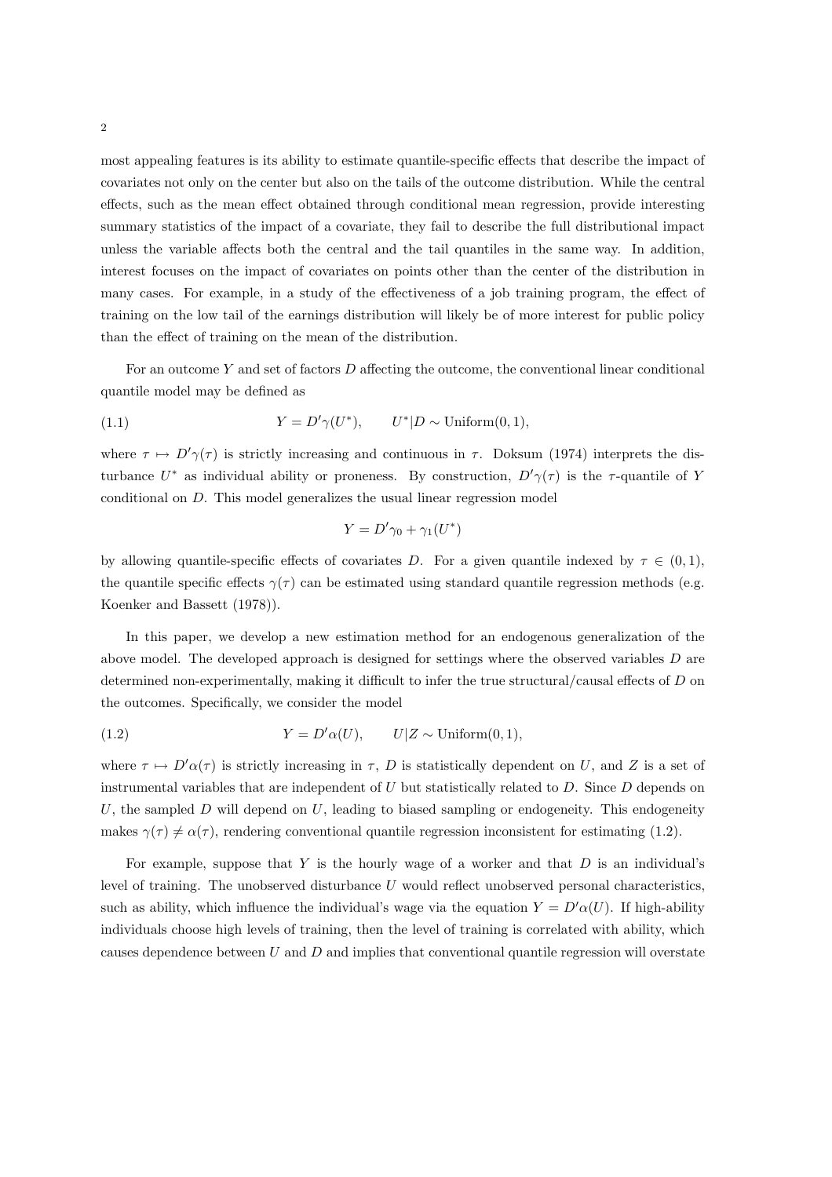most appealing features is its ability to estimate quantile-specific effects that describe the impact of covariates not only on the center but also on the tails of the outcome distribution. While the central effects, such as the mean effect obtained through conditional mean regression, provide interesting summary statistics of the impact of a covariate, they fail to describe the full distributional impact unless the variable affects both the central and the tail quantiles in the same way. In addition, interest focuses on the impact of covariates on points other than the center of the distribution in many cases. For example, in a study of the effectiveness of a job training program, the effect of training on the low tail of the earnings distribution will likely be of more interest for public policy than the effect of training on the mean of the distribution.

For an outcome $Y$ and set of factors $D$ affecting the outcome, the conventional linear conditional quantile model may be defined as

$$Y = D'\gamma(U^*), \qquad U^*|D \sim \text{Uniform}(0,1), \tag{1.1}$$

where $\tau \mapsto D'\gamma(\tau)$ is strictly increasing and continuous in $\tau$. Doksum (1974) interprets the disturbance $U^*$ as individual ability or proneness. By construction, $D'\gamma(\tau)$ is the $\tau$-quantile of $Y$ conditional on $D$. This model generalizes the usual linear regression model

$$Y = D'\gamma_0 + \gamma_1(U^*)$$

by allowing quantile-specific effects of covariates $D$. For a given quantile indexed by $\tau \in (0,1)$, the quantile specific effects $\gamma(\tau)$ can be estimated using standard quantile regression methods (e.g. Koenker and Bassett (1978)).

In this paper, we develop a new estimation method for an endogenous generalization of the above model. The developed approach is designed for settings where the observed variables $D$ are determined non-experimentally, making it difficult to infer the true structural/causal effects of $D$ on the outcomes. Specifically, we consider the model

$$Y = D'\alpha(U), \qquad U|Z \sim \text{Uniform}(0,1), \tag{1.2}$$

where $\tau \mapsto D'\alpha(\tau)$ is strictly increasing in $\tau$, $D$ is statistically dependent on $U$, and $Z$ is a set of instrumental variables that are independent of $U$ but statistically related to $D$. Since $D$ depends on $U$, the sampled $D$ will depend on $U$, leading to biased sampling or endogeneity. This endogeneity makes $\gamma(\tau) \neq \alpha(\tau)$, rendering conventional quantile regression inconsistent for estimating (1.2).

For example, suppose that $Y$ is the hourly wage of a worker and that $D$ is an individual's level of training. The unobserved disturbance $U$ would reflect unobserved personal characteristics, such as ability, which influence the individual's wage via the equation $Y = D'\alpha(U)$. If high-ability individuals choose high levels of training, then the level of training is correlated with ability, which causes dependence between $U$ and $D$ and implies that conventional quantile regression will overstate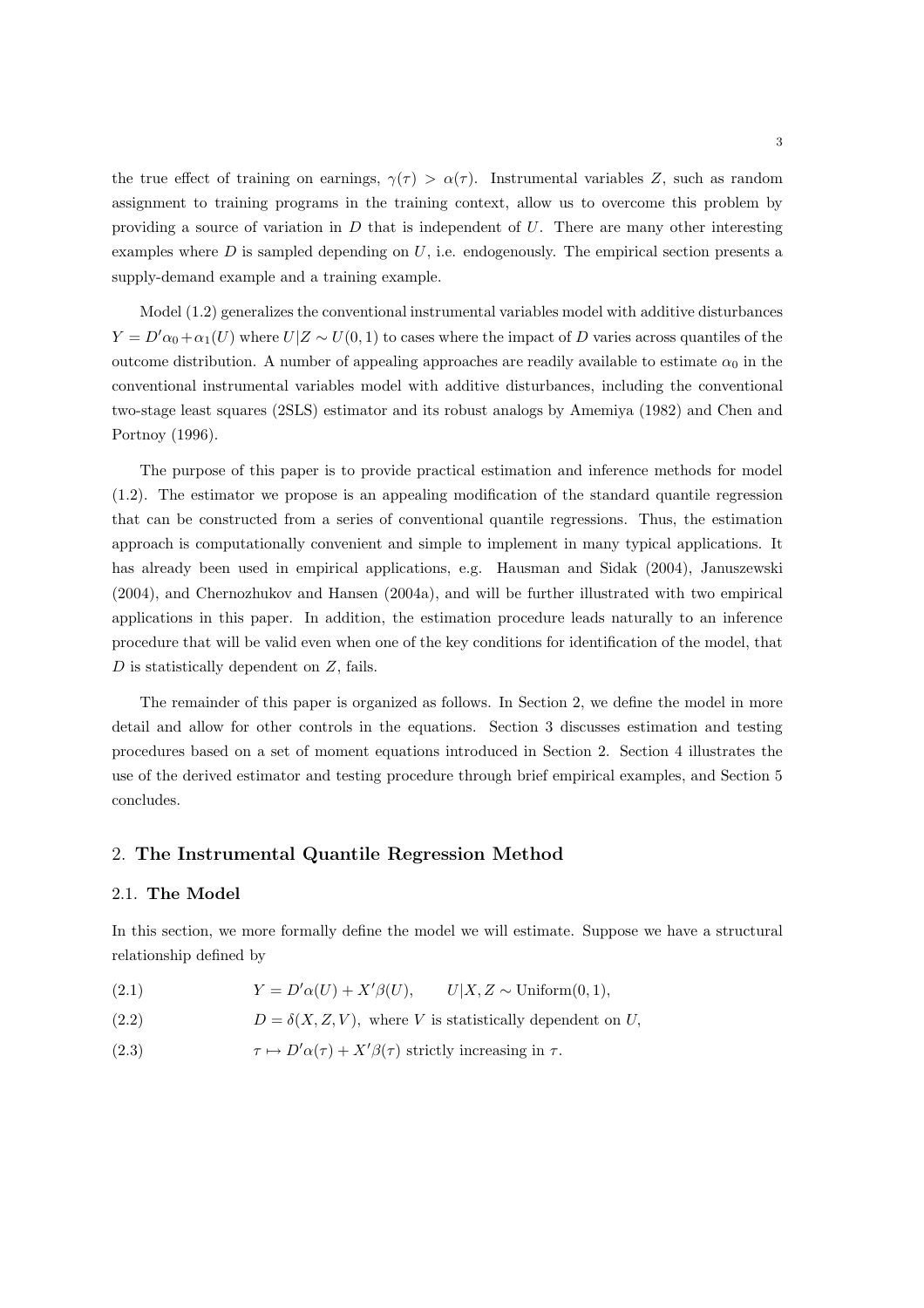the true effect of training on earnings, $\gamma(\tau) > \alpha(\tau)$. Instrumental variables $Z$, such as random assignment to training programs in the training context, allow us to overcome this problem by providing a source of variation in $D$ that is independent of $U$. There are many other interesting examples where $D$ is sampled depending on $U$, i.e. endogenously. The empirical section presents a supply-demand example and a training example.

Model (1.2) generalizes the conventional instrumental variables model with additive disturbances $Y = D'\alpha_0 + \alpha_1(U)$ where $U|Z \sim U(0,1)$ to cases where the impact of $D$ varies across quantiles of the outcome distribution. A number of appealing approaches are readily available to estimate $\alpha_0$ in the conventional instrumental variables model with additive disturbances, including the conventional two-stage least squares (2SLS) estimator and its robust analogs by Amemiya (1982) and Chen and Portnoy (1996).

The purpose of this paper is to provide practical estimation and inference methods for model (1.2). The estimator we propose is an appealing modification of the standard quantile regression that can be constructed from a series of conventional quantile regressions. Thus, the estimation approach is computationally convenient and simple to implement in many typical applications. It has already been used in empirical applications, e.g. Hausman and Sidak (2004), Januszewski (2004), and Chernozhukov and Hansen (2004a), and will be further illustrated with two empirical applications in this paper. In addition, the estimation procedure leads naturally to an inference procedure that will be valid even when one of the key conditions for identification of the model, that $D$ is statistically dependent on $Z$, fails.

The remainder of this paper is organized as follows. In Section 2, we define the model in more detail and allow for other controls in the equations. Section 3 discusses estimation and testing procedures based on a set of moment equations introduced in Section 2. Section 4 illustrates the use of the derived estimator and testing procedure through brief empirical examples, and Section 5 concludes.

## 2. **The Instrumental Quantile Regression Method**

### 2.1. **The Model**

In this section, we more formally define the model we will estimate. Suppose we have a structural relationship defined by

$$Y = D'\alpha(U) + X'\beta(U), \qquad U|X, Z \sim \text{Uniform}(0,1), \tag{2.1}$$

$$D = \delta(X, Z, V), \text{ where } V \text{ is statistically dependent on } U, \tag{2.2}$$

$$\tau \mapsto D'\alpha(\tau) + X'\beta(\tau) \text{ strictly increasing in } \tau. \tag{2.3}$$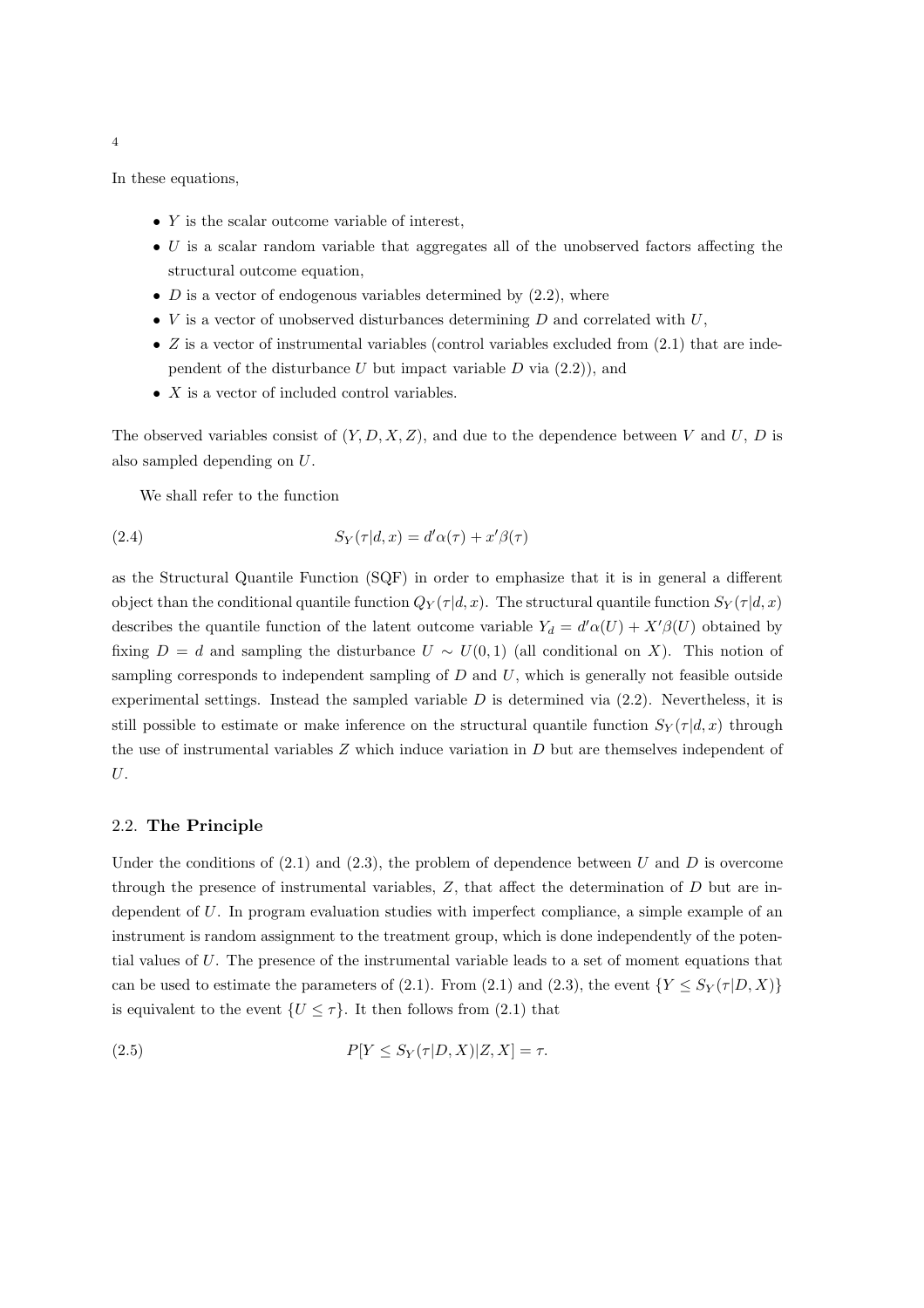In these equations,

- $Y$ is the scalar outcome variable of interest,
- $U$ is a scalar random variable that aggregates all of the unobserved factors affecting the structural outcome equation,
- $D$ is a vector of endogenous variables determined by (2.2), where
- $V$ is a vector of unobserved disturbances determining $D$ and correlated with $U$,
- $Z$ is a vector of instrumental variables (control variables excluded from (2.1) that are independent of the disturbance $U$ but impact variable $D$ via (2.2)), and
- $X$ is a vector of included control variables.

The observed variables consist of $(Y, D, X, Z)$, and due to the dependence between $V$ and $U$, $D$ is also sampled depending on $U$.

We shall refer to the function

$$S_Y(\tau|d, x) = d'\alpha(\tau) + x'\beta(\tau) \tag{2.4}$$

as the Structural Quantile Function (SQF) in order to emphasize that it is in general a different object than the conditional quantile function $Q_Y(\tau|d, x)$. The structural quantile function $S_Y(\tau|d, x)$ describes the quantile function of the latent outcome variable $Y_d = d'\alpha(U) + X'\beta(U)$ obtained by fixing $D = d$ and sampling the disturbance $U \sim U(0, 1)$ (all conditional on $X$). This notion of sampling corresponds to independent sampling of $D$ and $U$, which is generally not feasible outside experimental settings. Instead the sampled variable $D$ is determined via (2.2). Nevertheless, it is still possible to estimate or make inference on the structural quantile function $S_Y(\tau|d, x)$ through the use of instrumental variables $Z$ which induce variation in $D$ but are themselves independent of $U$.

## 2.2. The Principle

Under the conditions of (2.1) and (2.3), the problem of dependence between $U$ and $D$ is overcome through the presence of instrumental variables, $Z$, that affect the determination of $D$ but are independent of $U$. In program evaluation studies with imperfect compliance, a simple example of an instrument is random assignment to the treatment group, which is done independently of the potential values of $U$. The presence of the instrumental variable leads to a set of moment equations that can be used to estimate the parameters of (2.1). From (2.1) and (2.3), the event $\{Y \leq S_Y(\tau|D, X)\}$ is equivalent to the event $\{U \leq \tau\}$. It then follows from (2.1) that

$$P[Y \leq S_Y(\tau|D, X)|Z, X] = \tau. \tag{2.5}$$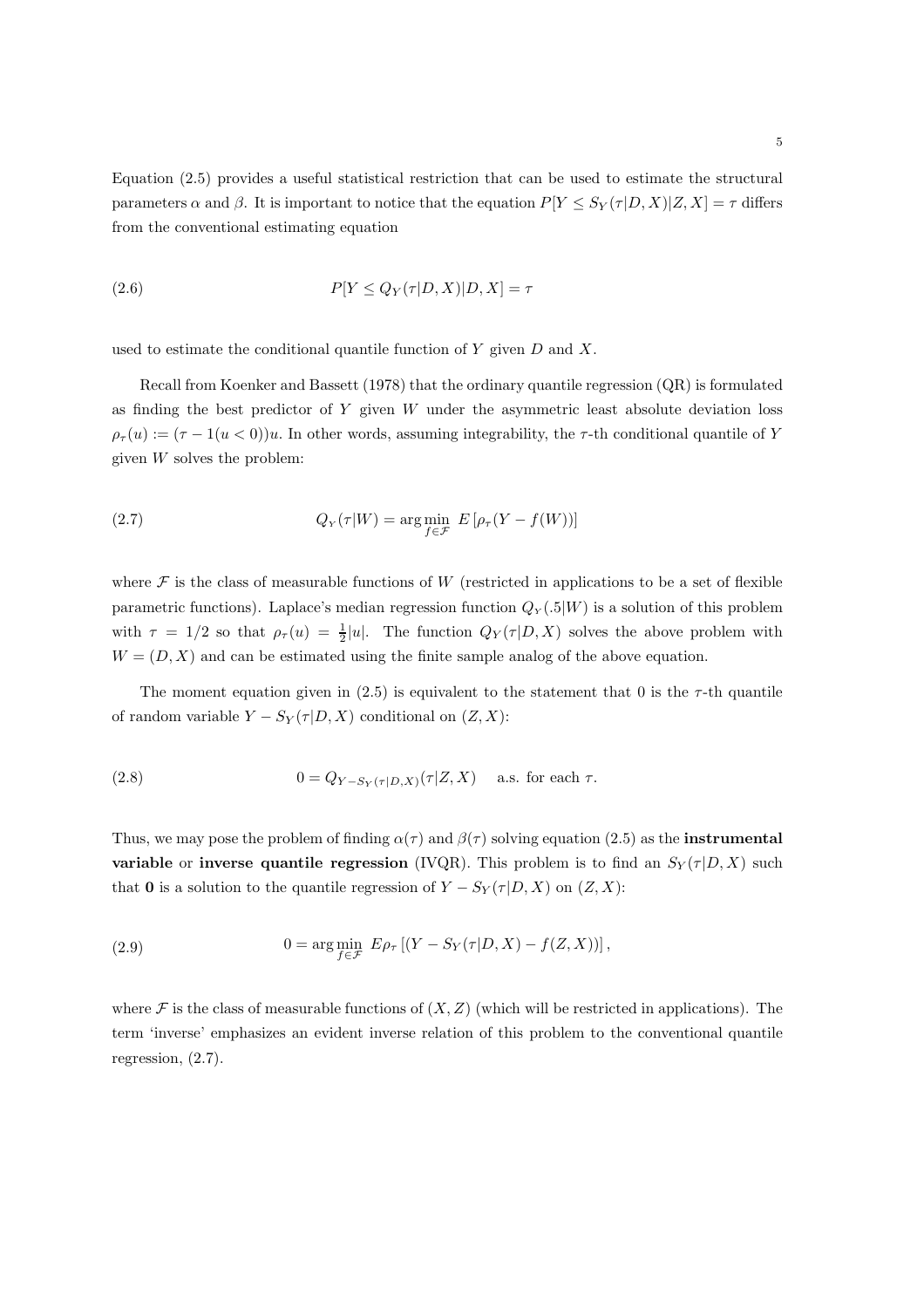Equation (2.5) provides a useful statistical restriction that can be used to estimate the structural parameters $\alpha$ and $\beta$. It is important to notice that the equation $P[Y \leq S_Y(\tau|D,X)|Z,X] = \tau$ differs from the conventional estimating equation

$$P[Y \leq Q_Y(\tau|D,X)|D,X] = \tau \tag{2.6}$$

used to estimate the conditional quantile function of $Y$ given $D$ and $X$.

Recall from Koenker and Bassett (1978) that the ordinary quantile regression (QR) is formulated as finding the best predictor of $Y$ given $W$ under the asymmetric least absolute deviation loss $\rho_\tau(u) := (\tau - 1(u < 0))u$. In other words, assuming integrability, the $\tau$-th conditional quantile of $Y$ given $W$ solves the problem:

$$Q_Y(\tau|W) = \arg\min_{f \in \mathcal{F}} \; E\left[\rho_\tau(Y - f(W))\right] \tag{2.7}$$

where $\mathcal{F}$ is the class of measurable functions of $W$ (restricted in applications to be a set of flexible parametric functions). Laplace's median regression function $Q_Y(.5|W)$ is a solution of this problem with $\tau = 1/2$ so that $\rho_\tau(u) = \frac{1}{2}|u|$. The function $Q_Y(\tau|D,X)$ solves the above problem with $W = (D,X)$ and can be estimated using the finite sample analog of the above equation.

The moment equation given in (2.5) is equivalent to the statement that 0 is the $\tau$-th quantile of random variable $Y - S_Y(\tau|D,X)$ conditional on $(Z,X)$:

$$0 = Q_{Y - S_Y(\tau|D,X)}(\tau|Z,X) \quad \text{ a.s. for each } \tau. \tag{2.8}$$

Thus, we may pose the problem of finding $\alpha(\tau)$ and $\beta(\tau)$ solving equation (2.5) as the **instrumental variable** or **inverse quantile regression** (IVQR). This problem is to find an $S_Y(\tau|D,X)$ such that $\mathbf{0}$ is a solution to the quantile regression of $Y - S_Y(\tau|D,X)$ on $(Z,X)$:

$$0 = \arg\min_{f \in \mathcal{F}} \; E\rho_\tau\left[(Y - S_Y(\tau|D,X) - f(Z,X))\right], \tag{2.9}$$

where $\mathcal{F}$ is the class of measurable functions of $(X,Z)$ (which will be restricted in applications). The term 'inverse' emphasizes an evident inverse relation of this problem to the conventional quantile regression, (2.7).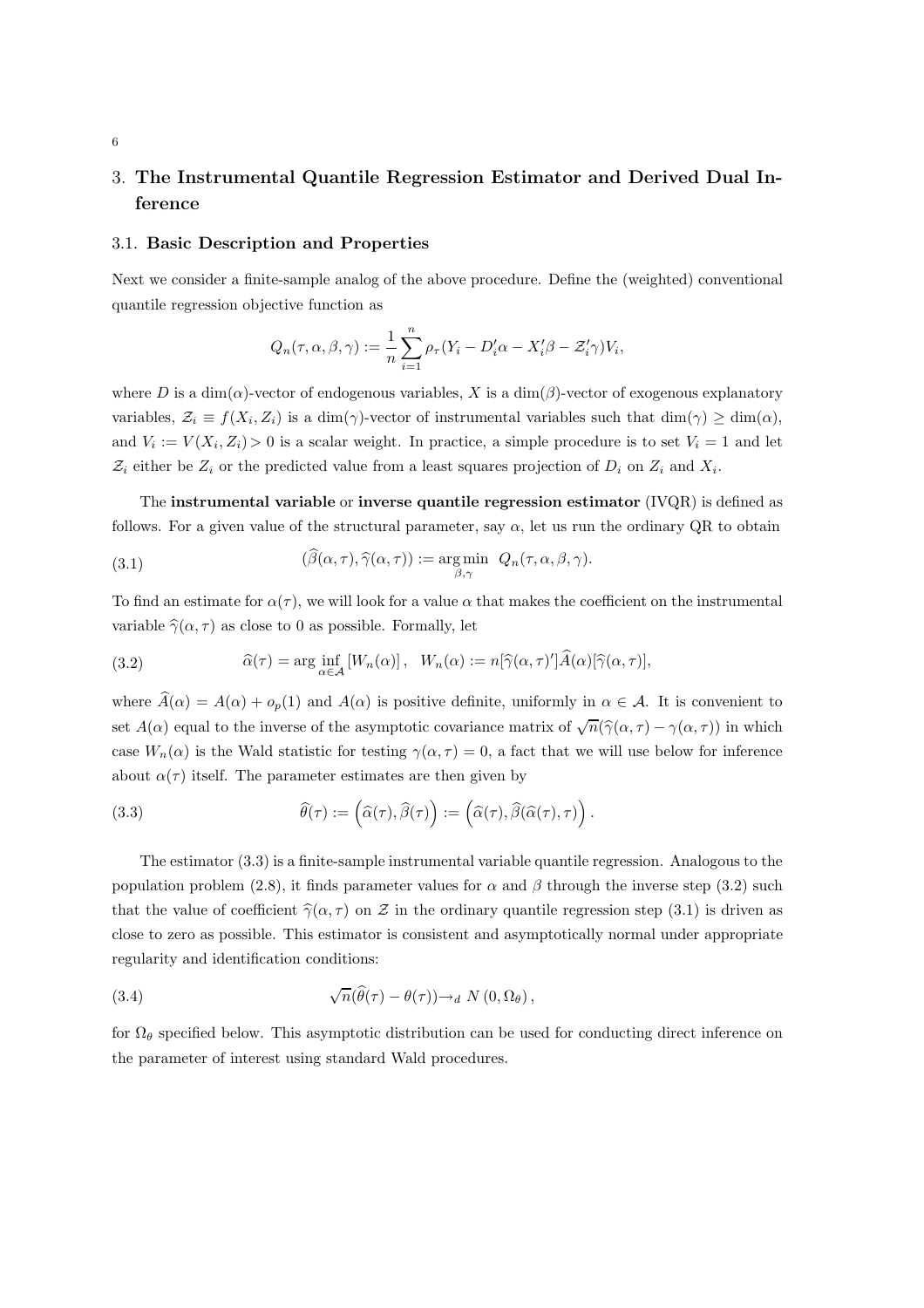## 3. **The Instrumental Quantile Regression Estimator and Derived Dual Inference**

### 3.1. **Basic Description and Properties**

Next we consider a finite-sample analog of the above procedure. Define the (weighted) conventional quantile regression objective function as

$$Q_n(\tau, \alpha, \beta, \gamma) := \frac{1}{n} \sum_{i=1}^{n} \rho_\tau(Y_i - D_i'\alpha - X_i'\beta - \mathcal{Z}_i'\gamma) V_i,$$

where $D$ is a $\dim(\alpha)$-vector of endogenous variables, $X$ is a $\dim(\beta)$-vector of exogenous explanatory variables, $\mathcal{Z}_i \equiv f(X_i, Z_i)$ is a $\dim(\gamma)$-vector of instrumental variables such that $\dim(\gamma) \geq \dim(\alpha)$, and $V_i := V(X_i, Z_i) > 0$ is a scalar weight. In practice, a simple procedure is to set $V_i = 1$ and let $\mathcal{Z}_i$ either be $Z_i$ or the predicted value from a least squares projection of $D_i$ on $Z_i$ and $X_i$.

The **instrumental variable** or **inverse quantile regression estimator** (IVQR) is defined as follows. For a given value of the structural parameter, say $\alpha$, let us run the ordinary QR to obtain

$$(\widehat{\beta}(\alpha, \tau), \widehat{\gamma}(\alpha, \tau)) := \arg\min_{\beta, \gamma} \; Q_n(\tau, \alpha, \beta, \gamma). \tag{3.1}$$

To find an estimate for $\alpha(\tau)$, we will look for a value $\alpha$ that makes the coefficient on the instrumental variable $\widehat{\gamma}(\alpha, \tau)$ as close to 0 as possible. Formally, let

$$\widehat{\alpha}(\tau) = \arg \inf_{\alpha \in \mathcal{A}} [W_n(\alpha)], \quad W_n(\alpha) := n[\widehat{\gamma}(\alpha, \tau)'] \widehat{A}(\alpha) [\widehat{\gamma}(\alpha, \tau)], \tag{3.2}$$

where $\widehat{A}(\alpha) = A(\alpha) + o_p(1)$ and $A(\alpha)$ is positive definite, uniformly in $\alpha \in \mathcal{A}$. It is convenient to set $A(\alpha)$ equal to the inverse of the asymptotic covariance matrix of $\sqrt{n}(\widehat{\gamma}(\alpha, \tau) - \gamma(\alpha, \tau))$ in which case $W_n(\alpha)$ is the Wald statistic for testing $\gamma(\alpha, \tau) = 0$, a fact that we will use below for inference about $\alpha(\tau)$ itself. The parameter estimates are then given by

$$\widehat{\theta}(\tau) := \left(\widehat{\alpha}(\tau), \widehat{\beta}(\tau)\right) := \left(\widehat{\alpha}(\tau), \widehat{\beta}(\widehat{\alpha}(\tau), \tau)\right). \tag{3.3}$$

The estimator (3.3) is a finite-sample instrumental variable quantile regression. Analogous to the population problem (2.8), it finds parameter values for $\alpha$ and $\beta$ through the inverse step (3.2) such that the value of coefficient $\widehat{\gamma}(\alpha, \tau)$ on $\mathcal{Z}$ in the ordinary quantile regression step (3.1) is driven as close to zero as possible. This estimator is consistent and asymptotically normal under appropriate regularity and identification conditions:

$$\sqrt{n}(\widehat{\theta}(\tau) - \theta(\tau)) \rightarrow_d N\left(0, \Omega_\theta\right), \tag{3.4}$$

for $\Omega_\theta$ specified below. This asymptotic distribution can be used for conducting direct inference on the parameter of interest using standard Wald procedures.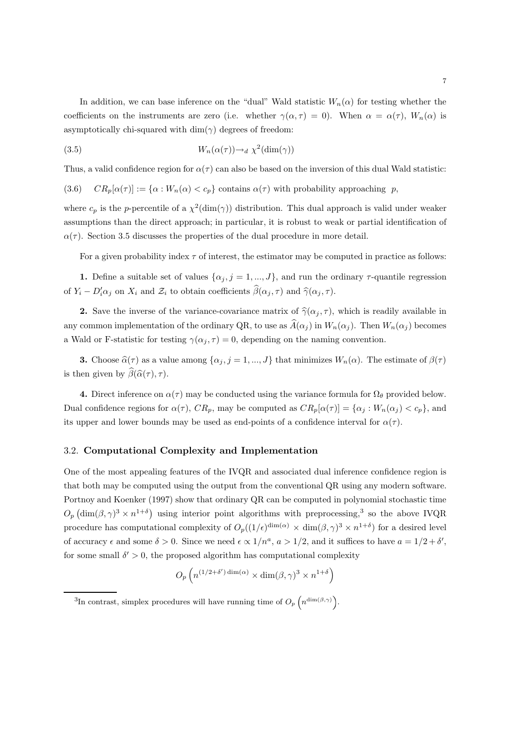In addition, we can base inference on the "dual" Wald statistic $W_n(\alpha)$ for testing whether the coefficients on the instruments are zero (i.e. whether $\gamma(\alpha, \tau) = 0$). When $\alpha = \alpha(\tau)$, $W_n(\alpha)$ is asymptotically chi-squared with $\dim(\gamma)$ degrees of freedom:

$$W_n(\alpha(\tau)) \to_d \chi^2(\dim(\gamma)) \tag{3.5}$$

Thus, a valid confidence region for $\alpha(\tau)$ can also be based on the inversion of this dual Wald statistic:

(3.6) $\quad CR_p[\alpha(\tau)] := \{\alpha : W_n(\alpha) < c_p\}$ contains $\alpha(\tau)$ with probability approaching $p$,

where $c_p$ is the $p$-percentile of a $\chi^2(\dim(\gamma))$ distribution. This dual approach is valid under weaker assumptions than the direct approach; in particular, it is robust to weak or partial identification of $\alpha(\tau)$. Section 3.5 discusses the properties of the dual procedure in more detail.

For a given probability index $\tau$ of interest, the estimator may be computed in practice as follows:

**1.** Define a suitable set of values $\{\alpha_j, j = 1, ..., J\}$, and run the ordinary $\tau$-quantile regression of $Y_i - D_i'\alpha_j$ on $X_i$ and $\mathcal{Z}_i$ to obtain coefficients $\widehat{\beta}(\alpha_j, \tau)$ and $\widehat{\gamma}(\alpha_j, \tau)$.

**2.** Save the inverse of the variance-covariance matrix of $\widehat{\gamma}(\alpha_j, \tau)$, which is readily available in any common implementation of the ordinary QR, to use as $\widehat{A}(\alpha_j)$ in $W_n(\alpha_j)$. Then $W_n(\alpha_j)$ becomes a Wald or F-statistic for testing $\gamma(\alpha_j, \tau) = 0$, depending on the naming convention.

**3.** Choose $\widehat{\alpha}(\tau)$ as a value among $\{\alpha_j, j = 1, ..., J\}$ that minimizes $W_n(\alpha)$. The estimate of $\beta(\tau)$ is then given by $\widehat{\beta}(\widehat{\alpha}(\tau), \tau)$.

**4.** Direct inference on $\alpha(\tau)$ may be conducted using the variance formula for $\Omega_\theta$ provided below. Dual confidence regions for $\alpha(\tau)$, $CR_p$, may be computed as $CR_p[\alpha(\tau)] = \{\alpha_j : W_n(\alpha_j) < c_p\}$, and its upper and lower bounds may be used as end-points of a confidence interval for $\alpha(\tau)$.

### 3.2. **Computational Complexity and Implementation**

One of the most appealing features of the IVQR and associated dual inference confidence region is that both may be computed using the output from the conventional QR using any modern software. Portnoy and Koenker (1997) show that ordinary QR can be computed in polynomial stochastic time $O_p\left(\dim(\beta,\gamma)^3 \times n^{1+\delta}\right)$ using interior point algorithms with preprocessing,[3] so the above IVQR procedure has computational complexity of $O_p((1/\epsilon)^{\dim(\alpha)} \times \dim(\beta,\gamma)^3 \times n^{1+\delta})$ for a desired level of accuracy $\epsilon$ and some $\delta > 0$. Since we need $\epsilon \propto 1/n^a$, $a > 1/2$, and it suffices to have $a = 1/2 + \delta'$, for some small $\delta' > 0$, the proposed algorithm has computational complexity

$$O_p\left(n^{(1/2+\delta')\dim(\alpha)} \times \dim(\beta,\gamma)^3 \times n^{1+\delta}\right)$$

[3] In contrast, simplex procedures will have running time of $O_p\left(n^{\dim(\beta,\gamma)}\right)$.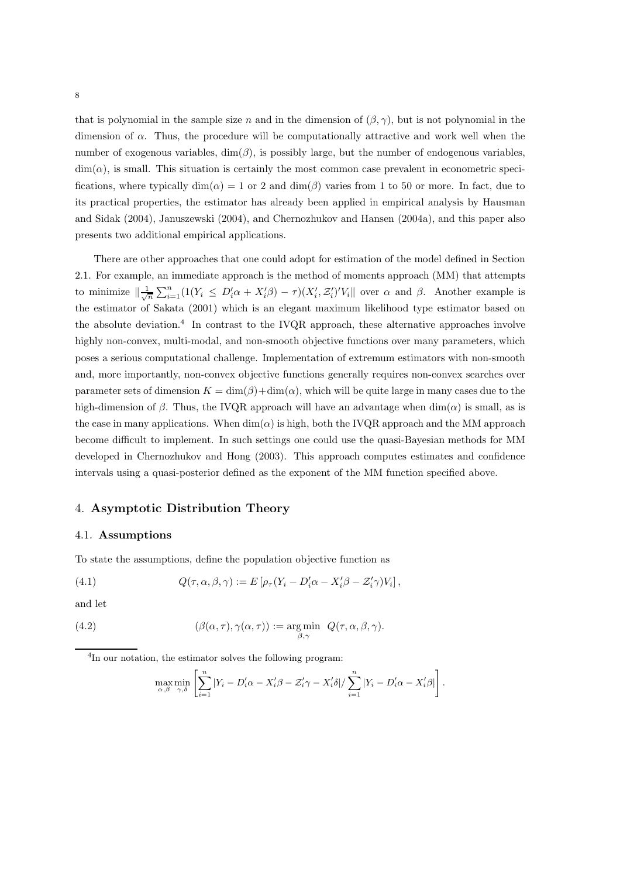that is polynomial in the sample size $n$ and in the dimension of $(\beta, \gamma)$, but is not polynomial in the dimension of $\alpha$. Thus, the procedure will be computationally attractive and work well when the number of exogenous variables, $\dim(\beta)$, is possibly large, but the number of endogenous variables, $\dim(\alpha)$, is small. This situation is certainly the most common case prevalent in econometric specifications, where typically $\dim(\alpha) = 1$ or 2 and $\dim(\beta)$ varies from 1 to 50 or more. In fact, due to its practical properties, the estimator has already been applied in empirical analysis by Hausman and Sidak (2004), Januszewski (2004), and Chernozhukov and Hansen (2004a), and this paper also presents two additional empirical applications.

There are other approaches that one could adopt for estimation of the model defined in Section 2.1. For example, an immediate approach is the method of moments approach (MM) that attempts to minimize $\|\frac{1}{\sqrt{n}} \sum_{i=1}^{n} (1(Y_i \leq D_i'\alpha + X_i'\beta) - \tau)(X_i', \mathcal{Z}_i')'V_i\|$ over $\alpha$ and $\beta$. Another example is the estimator of Sakata (2001) which is an elegant maximum likelihood type estimator based on the absolute deviation.[4] In contrast to the IVQR approach, these alternative approaches involve highly non-convex, multi-modal, and non-smooth objective functions over many parameters, which poses a serious computational challenge. Implementation of extremum estimators with non-smooth and, more importantly, non-convex objective functions generally requires non-convex searches over parameter sets of dimension $K = \dim(\beta) + \dim(\alpha)$, which will be quite large in many cases due to the high-dimension of $\beta$. Thus, the IVQR approach will have an advantage when $\dim(\alpha)$ is small, as is the case in many applications. When $\dim(\alpha)$ is high, both the IVQR approach and the MM approach become difficult to implement. In such settings one could use the quasi-Bayesian methods for MM developed in Chernozhukov and Hong (2003). This approach computes estimates and confidence intervals using a quasi-posterior defined as the exponent of the MM function specified above.

## 4. **Asymptotic Distribution Theory**

### 4.1. **Assumptions**

To state the assumptions, define the population objective function as

$$Q(\tau, \alpha, \beta, \gamma) := E\left[\rho_\tau(Y_i - D_i'\alpha - X_i'\beta - \mathcal{Z}_i'\gamma)V_i\right], \tag{4.1}$$

and let

$$(\beta(\alpha, \tau), \gamma(\alpha, \tau)) := \underset{\beta, \gamma}{\arg\min} \;\; Q(\tau, \alpha, \beta, \gamma). \tag{4.2}$$

[4] In our notation, the estimator solves the following program:

$$\max_{\alpha, \beta} \min_{\gamma, \delta} \left[ \sum_{i=1}^{n} |Y_i - D_i'\alpha - X_i'\beta - \mathcal{Z}_i'\gamma - X_i'\delta| / \sum_{i=1}^{n} |Y_i - D_i'\alpha - X_i'\beta| \right].$$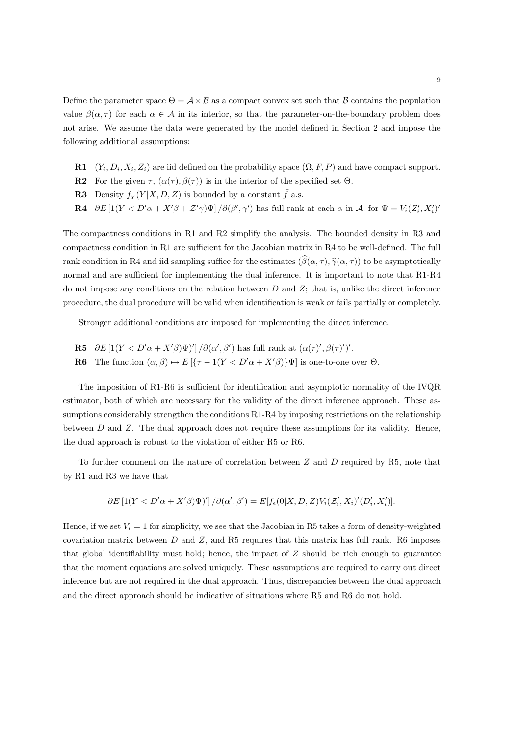Define the parameter space $\Theta = \mathcal{A} \times \mathcal{B}$ as a compact convex set such that $\mathcal{B}$ contains the population value $\beta(\alpha, \tau)$ for each $\alpha \in \mathcal{A}$ in its interior, so that the parameter-on-the-boundary problem does not arise. We assume the data were generated by the model defined in Section 2 and impose the following additional assumptions:

**R1** $(Y_i, D_i, X_i, Z_i)$ are iid defined on the probability space $(\Omega, F, P)$ and have compact support.
**R2** For the given $\tau$, $(\alpha(\tau), \beta(\tau))$ is in the interior of the specified set $\Theta$.
**R3** Density $f_Y(Y|X, D, Z)$ is bounded by a constant $\bar{f}$ a.s.
**R4** $\partial E\left[1(Y < D'\alpha + X'\beta + \mathcal{Z}'\gamma)\Psi\right]/\partial(\beta', \gamma')$ has full rank at each $\alpha$ in $\mathcal{A}$, for $\Psi = V_i(Z_i', X_i')'$

The compactness conditions in R1 and R2 simplify the analysis. The bounded density in R3 and compactness condition in R1 are sufficient for the Jacobian matrix in R4 to be well-defined. The full rank condition in R4 and iid sampling suffice for the estimates $(\widehat{\beta}(\alpha, \tau), \widehat{\gamma}(\alpha, \tau))$ to be asymptotically normal and are sufficient for implementing the dual inference. It is important to note that R1-R4 do not impose any conditions on the relation between $D$ and $Z$; that is, unlike the direct inference procedure, the dual procedure will be valid when identification is weak or fails partially or completely.

Stronger additional conditions are imposed for implementing the direct inference.

**R5** $\partial E\left[1(Y < D'\alpha + X'\beta)\Psi)'\right]/\partial(\alpha', \beta')$ has full rank at $(\alpha(\tau)', \beta(\tau)')'$.
**R6** The function $(\alpha, \beta) \mapsto E\left[\{\tau - 1(Y < D'\alpha + X'\beta)\}\Psi\right]$ is one-to-one over $\Theta$.

The imposition of R1-R6 is sufficient for identification and asymptotic normality of the IVQR estimator, both of which are necessary for the validity of the direct inference approach. These assumptions considerably strengthen the conditions R1-R4 by imposing restrictions on the relationship between $D$ and $Z$. The dual approach does not require these assumptions for its validity. Hence, the dual approach is robust to the violation of either R5 or R6.

To further comment on the nature of correlation between $Z$ and $D$ required by R5, note that by R1 and R3 we have that

$$\partial E\left[1(Y < D'\alpha + X'\beta)\Psi)'\right]/\partial(\alpha', \beta') = E[f_\epsilon(0|X, D, Z)V_i(\mathcal{Z}_i', X_i)'(D_i', X_i')].$$

Hence, if we set $V_i = 1$ for simplicity, we see that the Jacobian in R5 takes a form of density-weighted covariation matrix between $D$ and $Z$, and R5 requires that this matrix has full rank. R6 imposes that global identifiability must hold; hence, the impact of $Z$ should be rich enough to guarantee that the moment equations are solved uniquely. These assumptions are required to carry out direct inference but are not required in the dual approach. Thus, discrepancies between the dual approach and the direct approach should be indicative of situations where R5 and R6 do not hold.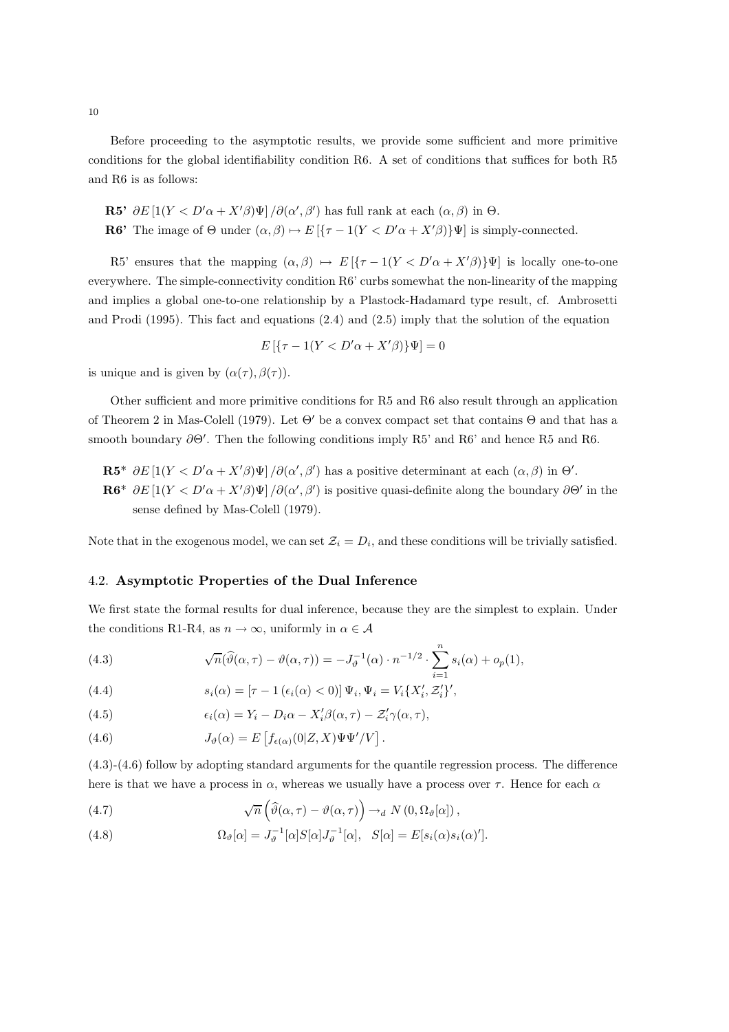Before proceeding to the asymptotic results, we provide some sufficient and more primitive conditions for the global identifiability condition R6. A set of conditions that suffices for both R5 and R6 is as follows:

**R5'** $\partial E\left[1(Y < D'\alpha + X'\beta)\Psi\right] / \partial(\alpha', \beta')$ has full rank at each $(\alpha, \beta)$ in $\Theta$.

**R6'** The image of $\Theta$ under $(\alpha, \beta) \mapsto E\left[\{\tau - 1(Y < D'\alpha + X'\beta)\}\Psi\right]$ is simply-connected.

R5' ensures that the mapping $(\alpha, \beta) \mapsto E\left[\{\tau - 1(Y < D'\alpha + X'\beta)\}\Psi\right]$ is locally one-to-one everywhere. The simple-connectivity condition R6' curbs somewhat the non-linearity of the mapping and implies a global one-to-one relationship by a Plastock-Hadamard type result, cf. Ambrosetti and Prodi (1995). This fact and equations (2.4) and (2.5) imply that the solution of the equation

$$E\left[\{\tau - 1(Y < D'\alpha + X'\beta)\}\Psi\right] = 0$$

is unique and is given by $(\alpha(\tau), \beta(\tau))$.

Other sufficient and more primitive conditions for R5 and R6 also result through an application of Theorem 2 in Mas-Colell (1979). Let $\Theta'$ be a convex compact set that contains $\Theta$ and that has a smooth boundary $\partial\Theta'$. Then the following conditions imply R5' and R6' and hence R5 and R6.

**R5$^*$** $\partial E\left[1(Y < D'\alpha + X'\beta)\Psi\right] / \partial(\alpha', \beta')$ has a positive determinant at each $(\alpha, \beta)$ in $\Theta'$.

**R6$^*$** $\partial E\left[1(Y < D'\alpha + X'\beta)\Psi\right] / \partial(\alpha', \beta')$ is positive quasi-definite along the boundary $\partial\Theta'$ in the sense defined by Mas-Colell (1979).

Note that in the exogenous model, we can set $\mathcal{Z}_i = D_i$, and these conditions will be trivially satisfied.

### 4.2. Asymptotic Properties of the Dual Inference

We first state the formal results for dual inference, because they are the simplest to explain. Under the conditions R1-R4, as $n \to \infty$, uniformly in $\alpha \in \mathcal{A}$

$$\sqrt{n}(\widehat{\vartheta}(\alpha, \tau) - \vartheta(\alpha, \tau)) = -J_{\vartheta}^{-1}(\alpha) \cdot n^{-1/2} \cdot \sum_{i=1}^{n} s_i(\alpha) + o_p(1), \tag{4.3}$$

$$s_i(\alpha) = \left[\tau - 1\left(\epsilon_i(\alpha) < 0\right)\right]\Psi_i, \Psi_i = V_i\{X_i', \mathcal{Z}_i'\}', \tag{4.4}$$

$$\epsilon_i(\alpha) = Y_i - D_i\alpha - X_i'\beta(\alpha, \tau) - \mathcal{Z}_i'\gamma(\alpha, \tau), \tag{4.5}$$

$$J_{\vartheta}(\alpha) = E\left[f_{\epsilon(\alpha)}(0|Z, X)\Psi\Psi'/V\right]. \tag{4.6}$$

(4.3)-(4.6) follow by adopting standard arguments for the quantile regression process. The difference here is that we have a process in $\alpha$, whereas we usually have a process over $\tau$. Hence for each $\alpha$

$$\sqrt{n}\left(\widehat{\vartheta}(\alpha, \tau) - \vartheta(\alpha, \tau)\right) \to_d N\left(0, \Omega_{\vartheta}[\alpha]\right), \tag{4.7}$$

$$\Omega_{\vartheta}[\alpha] = J_{\vartheta}^{-1}[\alpha]S[\alpha]J_{\vartheta}^{-1}[\alpha], \quad S[\alpha] = E[s_i(\alpha)s_i(\alpha)']. \tag{4.8}$$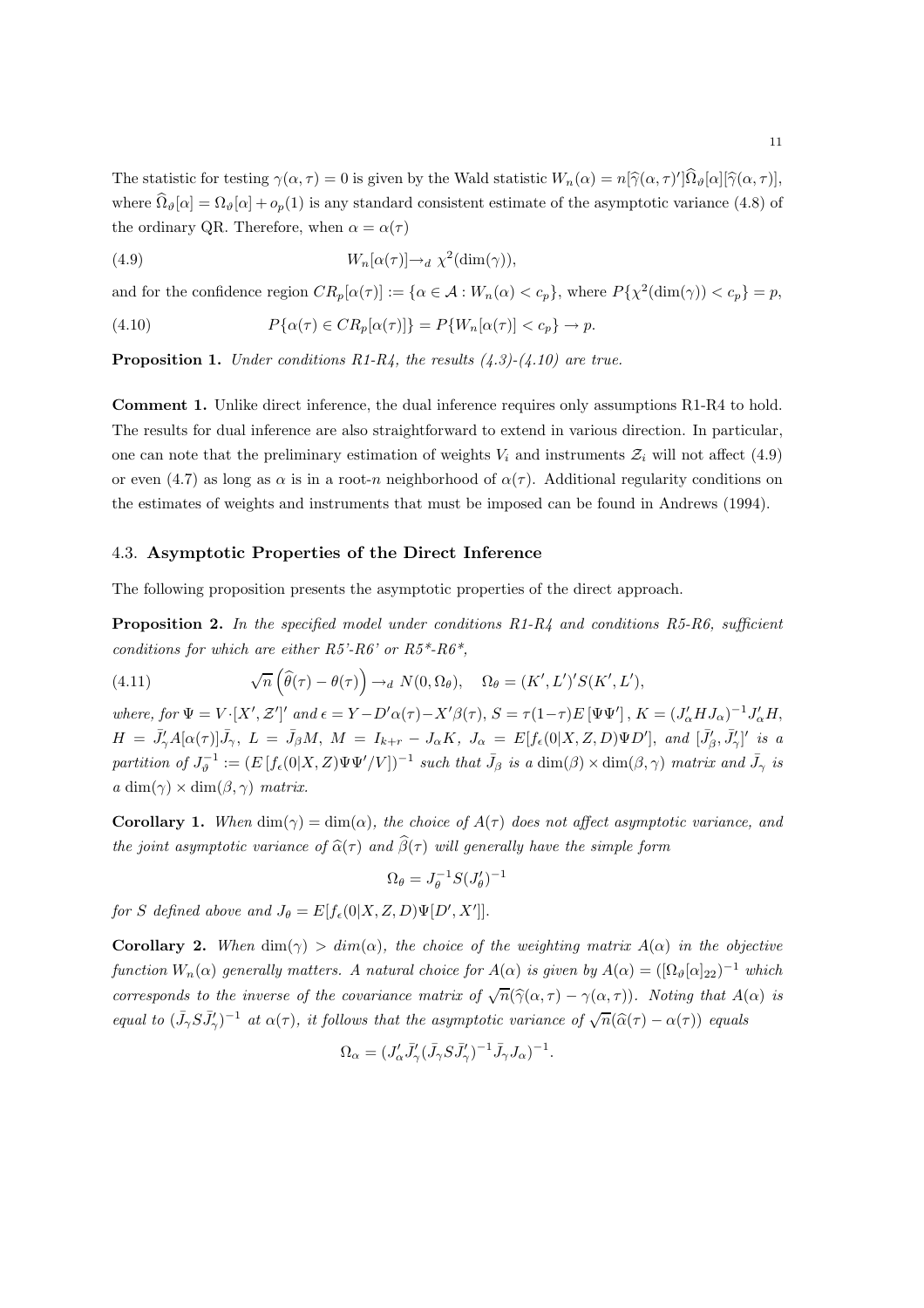The statistic for testing $\gamma(\alpha, \tau) = 0$ is given by the Wald statistic $W_n(\alpha) = n[\widehat{\gamma}(\alpha, \tau)']\widehat{\Omega}_\vartheta[\alpha][\widehat{\gamma}(\alpha, \tau)]$, where $\widehat{\Omega}_\vartheta[\alpha] = \Omega_\vartheta[\alpha] + o_p(1)$ is any standard consistent estimate of the asymptotic variance (4.8) of the ordinary QR. Therefore, when $\alpha = \alpha(\tau)$

$$W_n[\alpha(\tau)] \rightarrow_d \chi^2(\dim(\gamma)), \tag{4.9}$$

and for the confidence region $CR_p[\alpha(\tau)] := \{\alpha \in \mathcal{A} : W_n(\alpha) < c_p\}$, where $P\{\chi^2(\dim(\gamma)) < c_p\} = p$,

$$P\{\alpha(\tau) \in CR_p[\alpha(\tau)]\} = P\{W_n[\alpha(\tau)] < c_p\} \rightarrow p. \tag{4.10}$$

**Proposition 1.** *Under conditions R1-R4, the results (4.3)-(4.10) are true.*

**Comment 1.** Unlike direct inference, the dual inference requires only assumptions R1-R4 to hold. The results for dual inference are also straightforward to extend in various direction. In particular, one can note that the preliminary estimation of weights $V_i$ and instruments $\mathcal{Z}_i$ will not affect (4.9) or even (4.7) as long as $\alpha$ is in a root-$n$ neighborhood of $\alpha(\tau)$. Additional regularity conditions on the estimates of weights and instruments that must be imposed can be found in Andrews (1994).

### 4.3. Asymptotic Properties of the Direct Inference

The following proposition presents the asymptotic properties of the direct approach.

**Proposition 2.** *In the specified model under conditions R1-R4 and conditions R5-R6, sufficient conditions for which are either R5'-R6' or R5\*-R6\*,*

$$\sqrt{n}\left(\widehat{\theta}(\tau) - \theta(\tau)\right) \rightarrow_d N(0, \Omega_\theta), \quad \Omega_\theta = (K', L')' S(K', L'), \tag{4.11}$$

*where, for $\Psi = V \cdot [X', \mathcal{Z}']'$ and $\epsilon = Y - D'\alpha(\tau) - X'\beta(\tau)$, $S = \tau(1-\tau)E[\Psi\Psi']$, $K = (J_\alpha' H J_\alpha)^{-1} J_\alpha' H$, $H = \bar{J}_\gamma' A[\alpha(\tau)]\bar{J}_\gamma$, $L = \bar{J}_\beta M$, $M = I_{k+r} - J_\alpha K$, $J_\alpha = E[f_\epsilon(0|X, Z, D)\Psi D']$, and $[\bar{J}_\beta', \bar{J}_\gamma']'$ is a partition of $J_\vartheta^{-1} := (E[f_\epsilon(0|X, Z)\Psi\Psi'/V])^{-1}$ such that $\bar{J}_\beta$ is a $\dim(\beta) \times \dim(\beta, \gamma)$ matrix and $\bar{J}_\gamma$ is a $\dim(\gamma) \times \dim(\beta, \gamma)$ matrix.*

**Corollary 1.** *When $\dim(\gamma) = \dim(\alpha)$, the choice of $A(\tau)$ does not affect asymptotic variance, and the joint asymptotic variance of $\widehat{\alpha}(\tau)$ and $\widehat{\beta}(\tau)$ will generally have the simple form*

$$\Omega_\theta = J_\theta^{-1} S (J_\theta')^{-1}$$

*for $S$ defined above and $J_\theta = E[f_\epsilon(0|X, Z, D)\Psi[D', X']]$.*

**Corollary 2.** *When $\dim(\gamma) > dim(\alpha)$, the choice of the weighting matrix $A(\alpha)$ in the objective function $W_n(\alpha)$ generally matters. A natural choice for $A(\alpha)$ is given by $A(\alpha) = ([\Omega_\vartheta[\alpha]_{22})^{-1}$ which corresponds to the inverse of the covariance matrix of $\sqrt{n}(\widehat{\gamma}(\alpha, \tau) - \gamma(\alpha, \tau))$. Noting that $A(\alpha)$ is equal to $(\bar{J}_\gamma S \bar{J}_\gamma')^{-1}$ at $\alpha(\tau)$, it follows that the asymptotic variance of $\sqrt{n}(\widehat{\alpha}(\tau) - \alpha(\tau))$ equals*

$$\Omega_\alpha = (J_\alpha' \bar{J}_\gamma' (\bar{J}_\gamma S \bar{J}_\gamma')^{-1} \bar{J}_\gamma J_\alpha)^{-1}.$$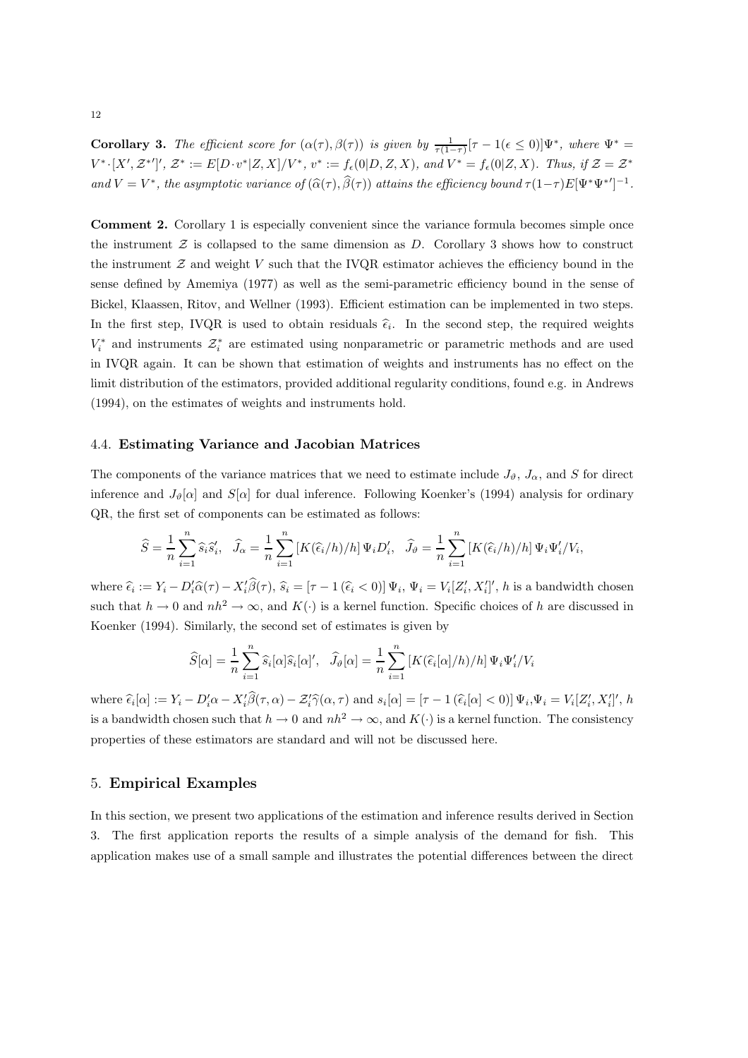**Corollary 3.** *The efficient score for $(\alpha(\tau), \beta(\tau))$ is given by $\frac{1}{\tau(1-\tau)}[\tau - 1(\epsilon \leq 0)]\Psi^*$, where $\Psi^* = V^* \cdot [X', \mathcal{Z}^{*\prime}]'$, $\mathcal{Z}^* := E[D \cdot v^* | Z, X]/V^*$, $v^* := f_\epsilon(0|D, Z, X)$, and $V^* = f_\epsilon(0|Z, X)$. Thus, if $\mathcal{Z} = \mathcal{Z}^*$ and $V = V^*$, the asymptotic variance of $(\widehat{\alpha}(\tau), \widehat{\beta}(\tau))$ attains the efficiency bound $\tau(1-\tau)E[\Psi^*\Psi^{*\prime}]^{-1}$.*

**Comment 2.** Corollary 1 is especially convenient since the variance formula becomes simple once the instrument $\mathcal{Z}$ is collapsed to the same dimension as $D$. Corollary 3 shows how to construct the instrument $\mathcal{Z}$ and weight $V$ such that the IVQR estimator achieves the efficiency bound in the sense defined by Amemiya (1977) as well as the semi-parametric efficiency bound in the sense of Bickel, Klaassen, Ritov, and Wellner (1993). Efficient estimation can be implemented in two steps. In the first step, IVQR is used to obtain residuals $\widehat{\epsilon}_i$. In the second step, the required weights $V_i^*$ and instruments $\mathcal{Z}_i^*$ are estimated using nonparametric or parametric methods and are used in IVQR again. It can be shown that estimation of weights and instruments has no effect on the limit distribution of the estimators, provided additional regularity conditions, found e.g. in Andrews (1994), on the estimates of weights and instruments hold.

## 4.4. Estimating Variance and Jacobian Matrices

The components of the variance matrices that we need to estimate include $J_\vartheta$, $J_\alpha$, and $S$ for direct inference and $J_\vartheta[\alpha]$ and $S[\alpha]$ for dual inference. Following Koenker's (1994) analysis for ordinary QR, the first set of components can be estimated as follows:

$$\widehat{S} = \frac{1}{n}\sum_{i=1}^{n} \widehat{s}_i \widehat{s}_i', \quad \widehat{J}_\alpha = \frac{1}{n}\sum_{i=1}^{n} [K(\widehat{\epsilon}_i/h)/h]\, \Psi_i D_i', \quad \widehat{J}_\vartheta = \frac{1}{n}\sum_{i=1}^{n} [K(\widehat{\epsilon}_i/h)/h]\, \Psi_i \Psi_i'/V_i,$$

where $\widehat{\epsilon}_i := Y_i - D_i'\widehat{\alpha}(\tau) - X_i'\widehat{\beta}(\tau)$, $\widehat{s}_i = [\tau - 1(\widehat{\epsilon}_i < 0)]\,\Psi_i$, $\Psi_i = V_i[Z_i', X_i']'$, $h$ is a bandwidth chosen such that $h \to 0$ and $nh^2 \to \infty$, and $K(\cdot)$ is a kernel function. Specific choices of $h$ are discussed in Koenker (1994). Similarly, the second set of estimates is given by

$$\widehat{S}[\alpha] = \frac{1}{n}\sum_{i=1}^{n} \widehat{s}_i[\alpha]\widehat{s}_i[\alpha]', \quad \widehat{J}_\vartheta[\alpha] = \frac{1}{n}\sum_{i=1}^{n} [K(\widehat{\epsilon}_i[\alpha]/h)/h]\, \Psi_i \Psi_i'/V_i$$

where $\widehat{\epsilon}_i[\alpha] := Y_i - D_i'\alpha - X_i'\widehat{\beta}(\tau, \alpha) - \mathcal{Z}_i'\widehat{\gamma}(\alpha, \tau)$ and $s_i[\alpha] = [\tau - 1(\widehat{\epsilon}_i[\alpha] < 0)]\,\Psi_i, \Psi_i = V_i[Z_i', X_i']'$, $h$ is a bandwidth chosen such that $h \to 0$ and $nh^2 \to \infty$, and $K(\cdot)$ is a kernel function. The consistency properties of these estimators are standard and will not be discussed here.

# 5. Empirical Examples

In this section, we present two applications of the estimation and inference results derived in Section 3. The first application reports the results of a simple analysis of the demand for fish. This application makes use of a small sample and illustrates the potential differences between the direct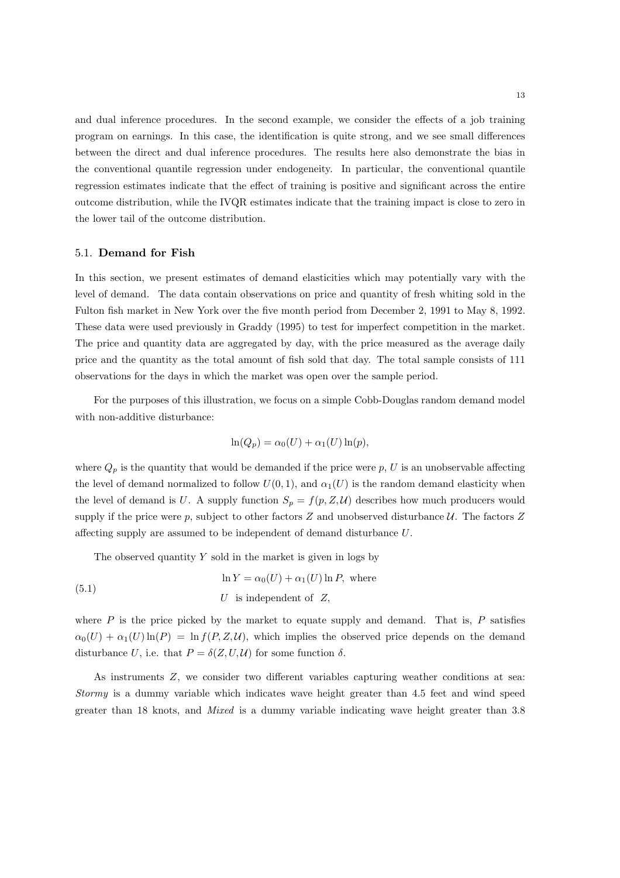and dual inference procedures. In the second example, we consider the effects of a job training program on earnings. In this case, the identification is quite strong, and we see small differences between the direct and dual inference procedures. The results here also demonstrate the bias in the conventional quantile regression under endogeneity. In particular, the conventional quantile regression estimates indicate that the effect of training is positive and significant across the entire outcome distribution, while the IVQR estimates indicate that the training impact is close to zero in the lower tail of the outcome distribution.

### 5.1. **Demand for Fish**

In this section, we present estimates of demand elasticities which may potentially vary with the level of demand. The data contain observations on price and quantity of fresh whiting sold in the Fulton fish market in New York over the five month period from December 2, 1991 to May 8, 1992. These data were used previously in Graddy (1995) to test for imperfect competition in the market. The price and quantity data are aggregated by day, with the price measured as the average daily price and the quantity as the total amount of fish sold that day. The total sample consists of 111 observations for the days in which the market was open over the sample period.

For the purposes of this illustration, we focus on a simple Cobb-Douglas random demand model with non-additive disturbance:

$$\ln(Q_p) = \alpha_0(U) + \alpha_1(U)\ln(p),$$

where $Q_p$ is the quantity that would be demanded if the price were $p$, $U$ is an unobservable affecting the level of demand normalized to follow $U(0,1)$, and $\alpha_1(U)$ is the random demand elasticity when the level of demand is $U$. A supply function $S_p = f(p, Z, \mathcal{U})$ describes how much producers would supply if the price were $p$, subject to other factors $Z$ and unobserved disturbance $\mathcal{U}$. The factors $Z$ affecting supply are assumed to be independent of demand disturbance $U$.

The observed quantity $Y$ sold in the market is given in logs by

$$\begin{aligned} &\ln Y = \alpha_0(U) + \alpha_1(U)\ln P, \text{ where} \\ &U \text{ is independent of } Z, \end{aligned} \tag{5.1}$$

where $P$ is the price picked by the market to equate supply and demand. That is, $P$ satisfies $\alpha_0(U) + \alpha_1(U)\ln(P) = \ln f(P, Z, \mathcal{U})$, which implies the observed price depends on the demand disturbance $U$, i.e. that $P = \delta(Z, U, \mathcal{U})$ for some function $\delta$.

As instruments $Z$, we consider two different variables capturing weather conditions at sea: *Stormy* is a dummy variable which indicates wave height greater than 4.5 feet and wind speed greater than 18 knots, and *Mixed* is a dummy variable indicating wave height greater than 3.8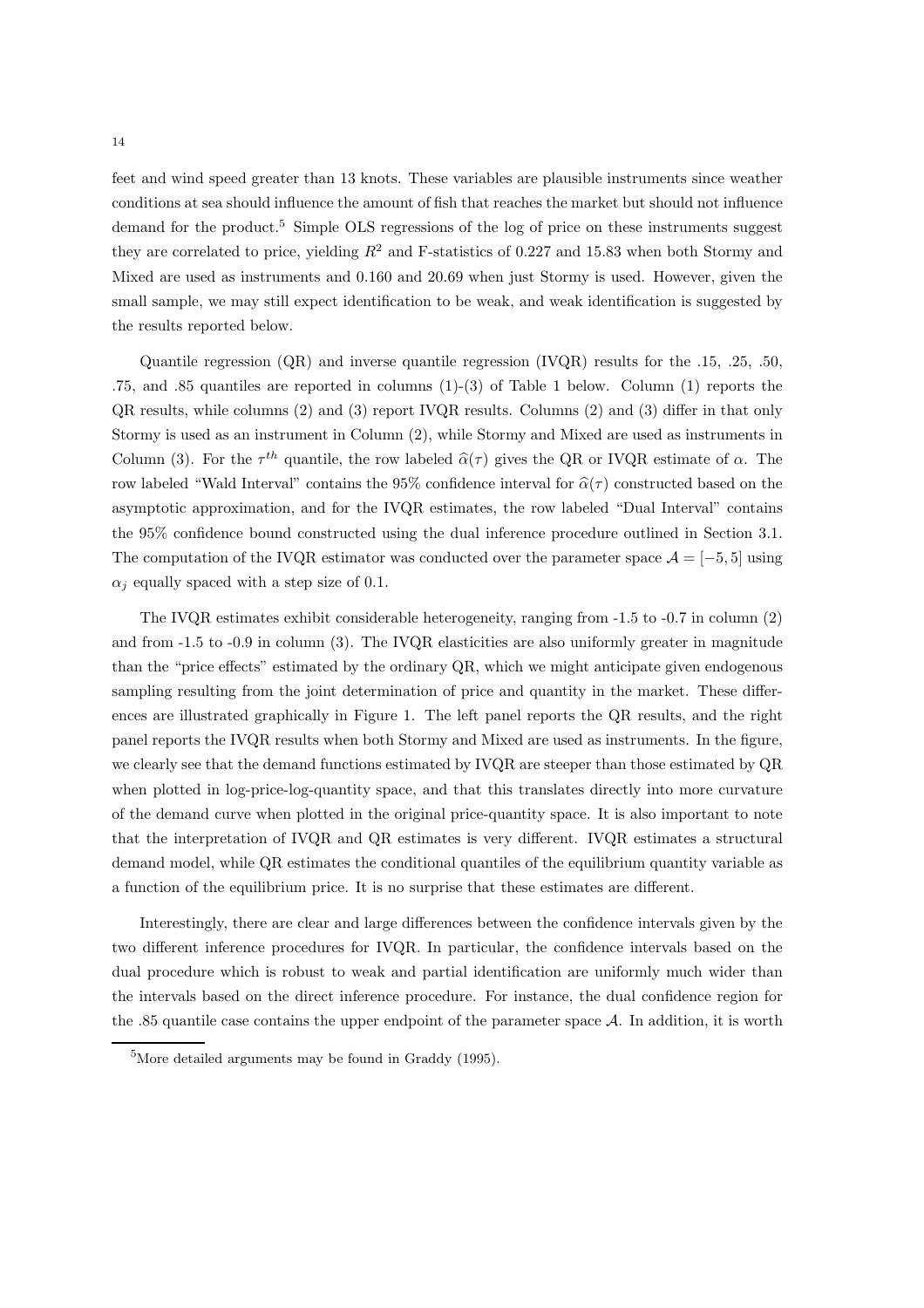feet and wind speed greater than 13 knots. These variables are plausible instruments since weather conditions at sea should influence the amount of fish that reaches the market but should not influence demand for the product.[5] Simple OLS regressions of the log of price on these instruments suggest they are correlated to price, yielding $R^2$ and F-statistics of 0.227 and 15.83 when both Stormy and Mixed are used as instruments and 0.160 and 20.69 when just Stormy is used. However, given the small sample, we may still expect identification to be weak, and weak identification is suggested by the results reported below.

Quantile regression (QR) and inverse quantile regression (IVQR) results for the .15, .25, .50, .75, and .85 quantiles are reported in columns (1)-(3) of Table 1 below. Column (1) reports the QR results, while columns (2) and (3) report IVQR results. Columns (2) and (3) differ in that only Stormy is used as an instrument in Column (2), while Stormy and Mixed are used as instruments in Column (3). For the $\tau^{th}$ quantile, the row labeled $\widehat{\alpha}(\tau)$ gives the QR or IVQR estimate of $\alpha$. The row labeled "Wald Interval" contains the 95% confidence interval for $\widehat{\alpha}(\tau)$ constructed based on the asymptotic approximation, and for the IVQR estimates, the row labeled "Dual Interval" contains the 95% confidence bound constructed using the dual inference procedure outlined in Section 3.1. The computation of the IVQR estimator was conducted over the parameter space $\mathcal{A} = [-5, 5]$ using $\alpha_j$ equally spaced with a step size of 0.1.

The IVQR estimates exhibit considerable heterogeneity, ranging from -1.5 to -0.7 in column (2) and from -1.5 to -0.9 in column (3). The IVQR elasticities are also uniformly greater in magnitude than the "price effects" estimated by the ordinary QR, which we might anticipate given endogenous sampling resulting from the joint determination of price and quantity in the market. These differences are illustrated graphically in Figure 1. The left panel reports the QR results, and the right panel reports the IVQR results when both Stormy and Mixed are used as instruments. In the figure, we clearly see that the demand functions estimated by IVQR are steeper than those estimated by QR when plotted in log-price-log-quantity space, and that this translates directly into more curvature of the demand curve when plotted in the original price-quantity space. It is also important to note that the interpretation of IVQR and QR estimates is very different. IVQR estimates a structural demand model, while QR estimates the conditional quantiles of the equilibrium quantity variable as a function of the equilibrium price. It is no surprise that these estimates are different.

Interestingly, there are clear and large differences between the confidence intervals given by the two different inference procedures for IVQR. In particular, the confidence intervals based on the dual procedure which is robust to weak and partial identification are uniformly much wider than the intervals based on the direct inference procedure. For instance, the dual confidence region for the .85 quantile case contains the upper endpoint of the parameter space $\mathcal{A}$. In addition, it is worth

[5] More detailed arguments may be found in Graddy (1995).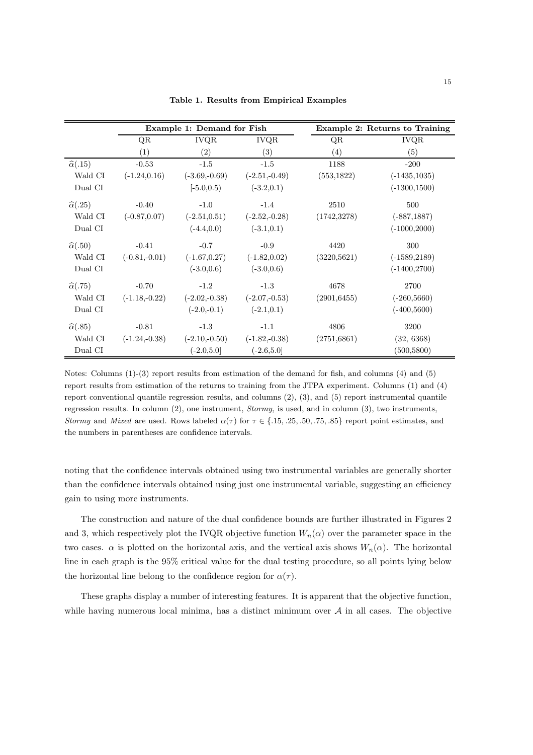**Table 1. Results from Empirical Examples**

| | Example 1: Demand for Fish | | | Example 2: Returns to Training | |
|---|---|---|---|---|---|
| | QR | IVQR | IVQR | QR | IVQR |
| | (1) | (2) | (3) | (4) | (5) |
| $\widehat{\alpha}(.15)$ | -0.53 | -1.5 | -1.5 | 1188 | -200 |
| Wald CI | (-1.24,0.16) | (-3.69,-0.69) | (-2.51,-0.49) | (553,1822) | (-1435,1035) |
| Dual CI | | [-5.0,0.5) | (-3.2,0.1) | | (-1300,1500) |
| $\widehat{\alpha}(.25)$ | -0.40 | -1.0 | -1.4 | 2510 | 500 |
| Wald CI | (-0.87,0.07) | (-2.51,0.51) | (-2.52,-0.28) | (1742,3278) | (-887,1887) |
| Dual CI | | (-4.4,0.0) | (-3.1,0.1) | | (-1000,2000) |
| $\widehat{\alpha}(.50)$ | -0.41 | -0.7 | -0.9 | 4420 | 300 |
| Wald CI | (-0.81,-0.01) | (-1.67,0.27) | (-1.82,0.02) | (3220,5621) | (-1589,2189) |
| Dual CI | | (-3.0,0.6) | (-3.0,0.6) | | (-1400,2700) |
| $\widehat{\alpha}(.75)$ | -0.70 | -1.2 | -1.3 | 4678 | 2700 |
| Wald CI | (-1.18,-0.22) | (-2.02,-0.38) | (-2.07,-0.53) | (2901,6455) | (-260,5660) |
| Dual CI | | (-2.0,-0.1) | (-2.1,0.1) | | (-400,5600) |
| $\widehat{\alpha}(.85)$ | -0.81 | -1.3 | -1.1 | 4806 | 3200 |
| Wald CI | (-1.24,-0.38) | (-2.10,-0.50) | (-1.82,-0.38) | (2751,6861) | (32, 6368) |
| Dual CI | | (-2.0,5.0] | (-2.6,5.0] | | (500,5800) |

Notes: Columns (1)-(3) report results from estimation of the demand for fish, and columns (4) and (5) report results from estimation of the returns to training from the JTPA experiment. Columns (1) and (4) report conventional quantile regression results, and columns (2), (3), and (5) report instrumental quantile regression results. In column (2), one instrument, *Stormy*, is used, and in column (3), two instruments, *Stormy* and *Mixed* are used. Rows labeled $\alpha(\tau)$ for $\tau \in \{.15, .25, .50, .75, .85\}$ report point estimates, and the numbers in parentheses are confidence intervals.

noting that the confidence intervals obtained using two instrumental variables are generally shorter than the confidence intervals obtained using just one instrumental variable, suggesting an efficiency gain to using more instruments.

The construction and nature of the dual confidence bounds are further illustrated in Figures 2 and 3, which respectively plot the IVQR objective function $W_n(\alpha)$ over the parameter space in the two cases. $\alpha$ is plotted on the horizontal axis, and the vertical axis shows $W_n(\alpha)$. The horizontal line in each graph is the 95% critical value for the dual testing procedure, so all points lying below the horizontal line belong to the confidence region for $\alpha(\tau)$.

These graphs display a number of interesting features. It is apparent that the objective function, while having numerous local minima, has a distinct minimum over $\mathcal{A}$ in all cases. The objective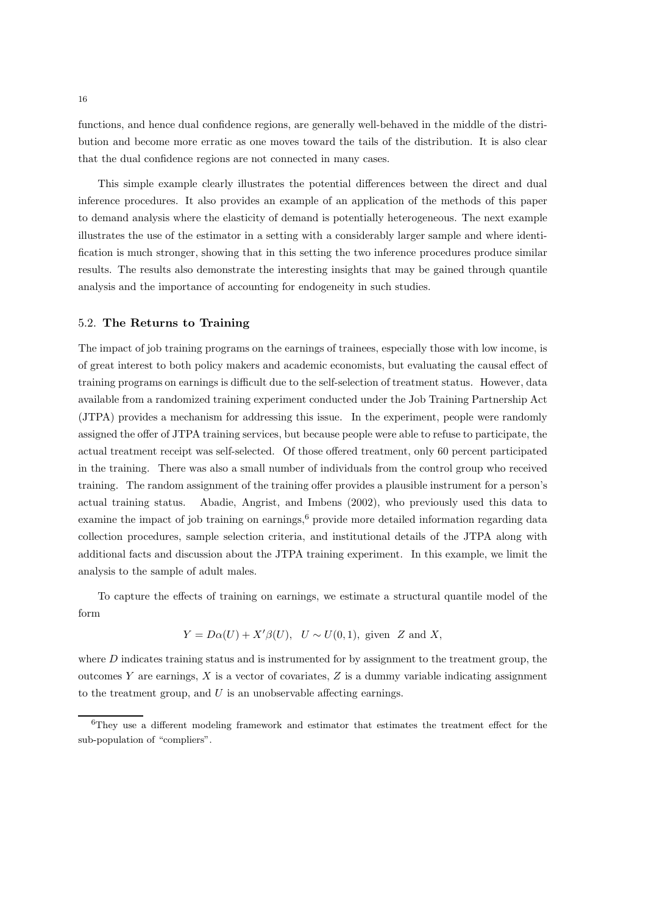functions, and hence dual confidence regions, are generally well-behaved in the middle of the distribution and become more erratic as one moves toward the tails of the distribution. It is also clear that the dual confidence regions are not connected in many cases.

This simple example clearly illustrates the potential differences between the direct and dual inference procedures. It also provides an example of an application of the methods of this paper to demand analysis where the elasticity of demand is potentially heterogeneous. The next example illustrates the use of the estimator in a setting with a considerably larger sample and where identification is much stronger, showing that in this setting the two inference procedures produce similar results. The results also demonstrate the interesting insights that may be gained through quantile analysis and the importance of accounting for endogeneity in such studies.

### 5.2. **The Returns to Training**

The impact of job training programs on the earnings of trainees, especially those with low income, is of great interest to both policy makers and academic economists, but evaluating the causal effect of training programs on earnings is difficult due to the self-selection of treatment status. However, data available from a randomized training experiment conducted under the Job Training Partnership Act (JTPA) provides a mechanism for addressing this issue. In the experiment, people were randomly assigned the offer of JTPA training services, but because people were able to refuse to participate, the actual treatment receipt was self-selected. Of those offered treatment, only 60 percent participated in the training. There was also a small number of individuals from the control group who received training. The random assignment of the training offer provides a plausible instrument for a person's actual training status. Abadie, Angrist, and Imbens (2002), who previously used this data to examine the impact of job training on earnings,[6] provide more detailed information regarding data collection procedures, sample selection criteria, and institutional details of the JTPA along with additional facts and discussion about the JTPA training experiment. In this example, we limit the analysis to the sample of adult males.

To capture the effects of training on earnings, we estimate a structural quantile model of the form

$$Y = D\alpha(U) + X'\beta(U), \quad U \sim U(0,1), \text{ given } Z \text{ and } X,$$

where $D$ indicates training status and is instrumented for by assignment to the treatment group, the outcomes $Y$ are earnings, $X$ is a vector of covariates, $Z$ is a dummy variable indicating assignment to the treatment group, and $U$ is an unobservable affecting earnings.

[6]They use a different modeling framework and estimator that estimates the treatment effect for the sub-population of "compliers".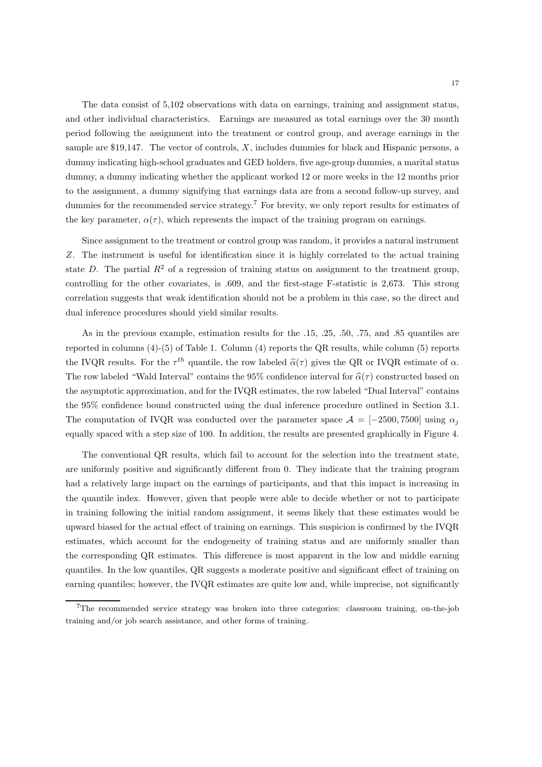The data consist of 5,102 observations with data on earnings, training and assignment status, and other individual characteristics. Earnings are measured as total earnings over the 30 month period following the assignment into the treatment or control group, and average earnings in the sample are \$19,147. The vector of controls, $X$, includes dummies for black and Hispanic persons, a dummy indicating high-school graduates and GED holders, five age-group dummies, a marital status dummy, a dummy indicating whether the applicant worked 12 or more weeks in the 12 months prior to the assignment, a dummy signifying that earnings data are from a second follow-up survey, and dummies for the recommended service strategy.[7] For brevity, we only report results for estimates of the key parameter, $\alpha(\tau)$, which represents the impact of the training program on earnings.

Since assignment to the treatment or control group was random, it provides a natural instrument $Z$. The instrument is useful for identification since it is highly correlated to the actual training state $D$. The partial $R^2$ of a regression of training status on assignment to the treatment group, controlling for the other covariates, is .609, and the first-stage F-statistic is 2,673. This strong correlation suggests that weak identification should not be a problem in this case, so the direct and dual inference procedures should yield similar results.

As in the previous example, estimation results for the .15, .25, .50, .75, and .85 quantiles are reported in columns (4)-(5) of Table 1. Column (4) reports the QR results, while column (5) reports the IVQR results. For the $\tau^{th}$ quantile, the row labeled $\widehat{\alpha}(\tau)$ gives the QR or IVQR estimate of $\alpha$. The row labeled "Wald Interval" contains the 95% confidence interval for $\widehat{\alpha}(\tau)$ constructed based on the asymptotic approximation, and for the IVQR estimates, the row labeled "Dual Interval" contains the 95% confidence bound constructed using the dual inference procedure outlined in Section 3.1. The computation of IVQR was conducted over the parameter space $\mathcal{A} = [-2500, 7500]$ using $\alpha_j$ equally spaced with a step size of 100. In addition, the results are presented graphically in Figure 4.

The conventional QR results, which fail to account for the selection into the treatment state, are uniformly positive and significantly different from 0. They indicate that the training program had a relatively large impact on the earnings of participants, and that this impact is increasing in the quantile index. However, given that people were able to decide whether or not to participate in training following the initial random assignment, it seems likely that these estimates would be upward biased for the actual effect of training on earnings. This suspicion is confirmed by the IVQR estimates, which account for the endogeneity of training status and are uniformly smaller than the corresponding QR estimates. This difference is most apparent in the low and middle earning quantiles. In the low quantiles, QR suggests a moderate positive and significant effect of training on earning quantiles; however, the IVQR estimates are quite low and, while imprecise, not significantly

[7] The recommended service strategy was broken into three categories: classroom training, on-the-job training and/or job search assistance, and other forms of training.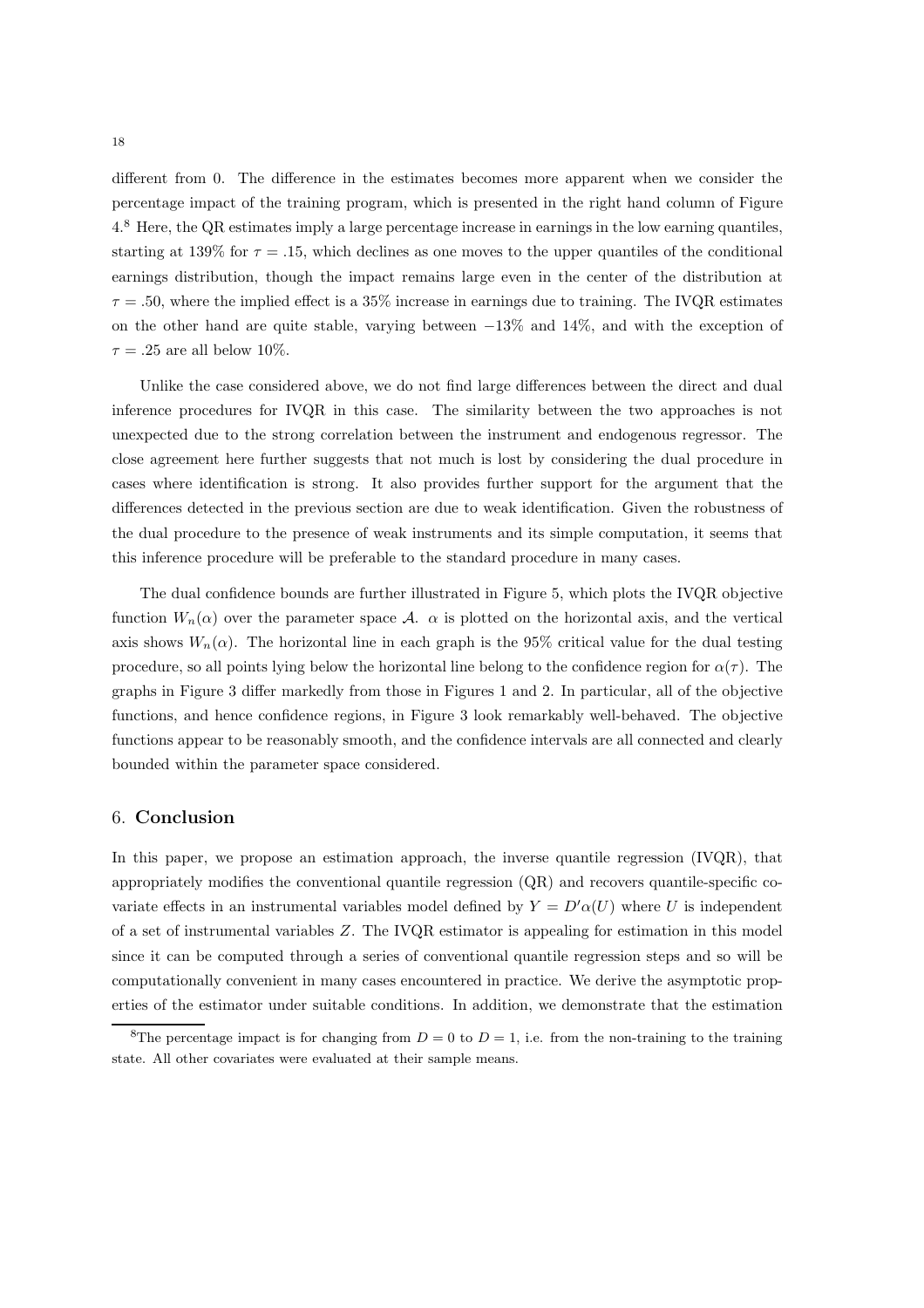different from 0. The difference in the estimates becomes more apparent when we consider the percentage impact of the training program, which is presented in the right hand column of Figure 4.[8] Here, the QR estimates imply a large percentage increase in earnings in the low earning quantiles, starting at 139% for $\tau = .15$, which declines as one moves to the upper quantiles of the conditional earnings distribution, though the impact remains large even in the center of the distribution at $\tau = .50$, where the implied effect is a 35% increase in earnings due to training. The IVQR estimates on the other hand are quite stable, varying between $-13\%$ and 14%, and with the exception of $\tau = .25$ are all below 10%.

Unlike the case considered above, we do not find large differences between the direct and dual inference procedures for IVQR in this case. The similarity between the two approaches is not unexpected due to the strong correlation between the instrument and endogenous regressor. The close agreement here further suggests that not much is lost by considering the dual procedure in cases where identification is strong. It also provides further support for the argument that the differences detected in the previous section are due to weak identification. Given the robustness of the dual procedure to the presence of weak instruments and its simple computation, it seems that this inference procedure will be preferable to the standard procedure in many cases.

The dual confidence bounds are further illustrated in Figure 5, which plots the IVQR objective function $W_n(\alpha)$ over the parameter space $\mathcal{A}$. $\alpha$ is plotted on the horizontal axis, and the vertical axis shows $W_n(\alpha)$. The horizontal line in each graph is the 95% critical value for the dual testing procedure, so all points lying below the horizontal line belong to the confidence region for $\alpha(\tau)$. The graphs in Figure 3 differ markedly from those in Figures 1 and 2. In particular, all of the objective functions, and hence confidence regions, in Figure 3 look remarkably well-behaved. The objective functions appear to be reasonably smooth, and the confidence intervals are all connected and clearly bounded within the parameter space considered.

## 6. Conclusion

In this paper, we propose an estimation approach, the inverse quantile regression (IVQR), that appropriately modifies the conventional quantile regression (QR) and recovers quantile-specific covariate effects in an instrumental variables model defined by $Y = D'\alpha(U)$ where $U$ is independent of a set of instrumental variables $Z$. The IVQR estimator is appealing for estimation in this model since it can be computed through a series of conventional quantile regression steps and so will be computationally convenient in many cases encountered in practice. We derive the asymptotic properties of the estimator under suitable conditions. In addition, we demonstrate that the estimation

[8] The percentage impact is for changing from $D = 0$ to $D = 1$, i.e. from the non-training to the training state. All other covariates were evaluated at their sample means.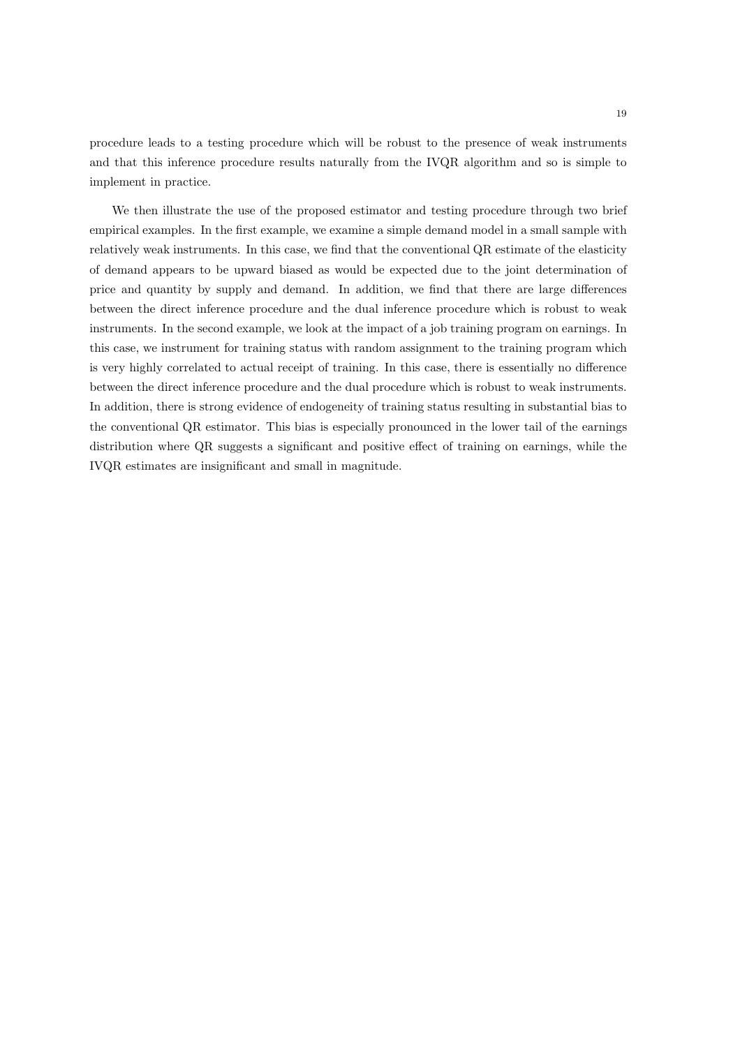procedure leads to a testing procedure which will be robust to the presence of weak instruments and that this inference procedure results naturally from the IVQR algorithm and so is simple to implement in practice.

We then illustrate the use of the proposed estimator and testing procedure through two brief empirical examples. In the first example, we examine a simple demand model in a small sample with relatively weak instruments. In this case, we find that the conventional QR estimate of the elasticity of demand appears to be upward biased as would be expected due to the joint determination of price and quantity by supply and demand. In addition, we find that there are large differences between the direct inference procedure and the dual inference procedure which is robust to weak instruments. In the second example, we look at the impact of a job training program on earnings. In this case, we instrument for training status with random assignment to the training program which is very highly correlated to actual receipt of training. In this case, there is essentially no difference between the direct inference procedure and the dual procedure which is robust to weak instruments. In addition, there is strong evidence of endogeneity of training status resulting in substantial bias to the conventional QR estimator. This bias is especially pronounced in the lower tail of the earnings distribution where QR suggests a significant and positive effect of training on earnings, while the IVQR estimates are insignificant and small in magnitude.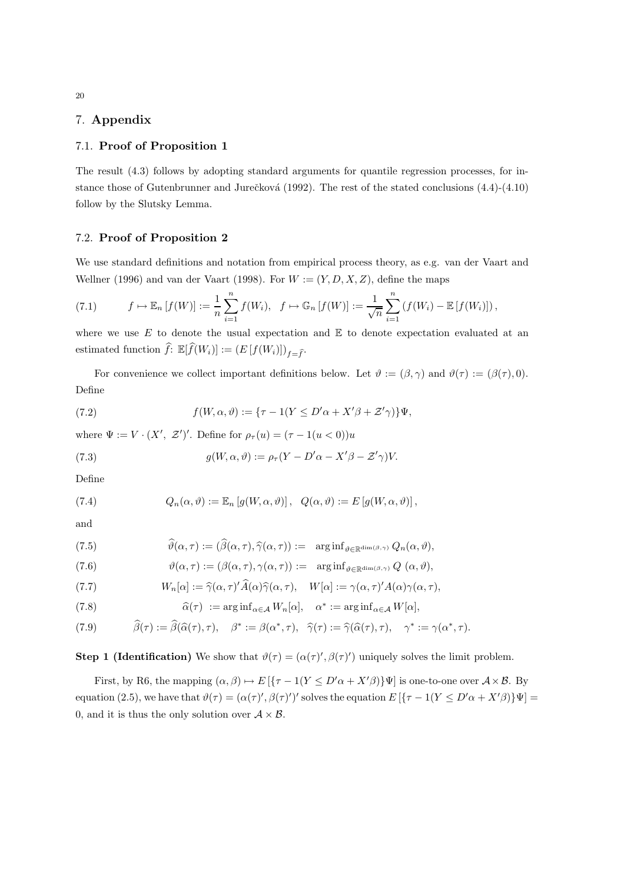## 7. Appendix

### 7.1. Proof of Proposition 1

The result (4.3) follows by adopting standard arguments for quantile regression processes, for instance those of Gutenbrunner and Jurečková (1992). The rest of the stated conclusions (4.4)-(4.10) follow by the Slutsky Lemma.

### 7.2. Proof of Proposition 2

We use standard definitions and notation from empirical process theory, as e.g. van der Vaart and Wellner (1996) and van der Vaart (1998). For $W := (Y, D, X, Z)$, define the maps

$$f \mapsto \mathbb{E}_n [f(W)] := \frac{1}{n} \sum_{i=1}^{n} f(W_i), \quad f \mapsto \mathbb{G}_n [f(W)] := \frac{1}{\sqrt{n}} \sum_{i=1}^{n} (f(W_i) - \mathbb{E}[f(W_i)]), \tag{7.1}$$

where we use $E$ to denote the usual expectation and $\mathbb{E}$ to denote expectation evaluated at an estimated function $\widehat{f}$: $\mathbb{E}[\widehat{f}(W_i)] := (E[f(W_i)])_{f=\widehat{f}}$.

For convenience we collect important definitions below. Let $\vartheta := (\beta, \gamma)$ and $\vartheta(\tau) := (\beta(\tau), 0)$. Define

$$f(W, \alpha, \vartheta) := \{\tau - 1(Y \leq D'\alpha + X'\beta + \mathcal{Z}'\gamma)\}\Psi, \tag{7.2}$$

where $\Psi := V \cdot (X', \ \mathcal{Z}')'$. Define for $\rho_\tau(u) = (\tau - 1(u < 0))u$

$$g(W, \alpha, \vartheta) := \rho_\tau(Y - D'\alpha - X'\beta - \mathcal{Z}'\gamma)V. \tag{7.3}$$

Define

$$Q_n(\alpha, \vartheta) := \mathbb{E}_n [g(W, \alpha, \vartheta)], \quad Q(\alpha, \vartheta) := E[g(W, \alpha, \vartheta)], \tag{7.4}$$

and

$$\widehat{\vartheta}(\alpha, \tau) := (\widehat{\beta}(\alpha, \tau), \widehat{\gamma}(\alpha, \tau)) := \ \arg\inf_{\vartheta \in \mathbb{R}^{\dim(\beta,\gamma)}} Q_n(\alpha, \vartheta), \tag{7.5}$$

$$\vartheta(\alpha, \tau) := (\beta(\alpha, \tau), \gamma(\alpha, \tau)) := \ \arg\inf_{\vartheta \in \mathbb{R}^{\dim(\beta,\gamma)}} Q\ (\alpha, \vartheta), \tag{7.6}$$

$$W_n[\alpha] := \widehat{\gamma}(\alpha, \tau)' \widehat{A}(\alpha) \widehat{\gamma}(\alpha, \tau), \quad W[\alpha] := \gamma(\alpha, \tau)' A(\alpha) \gamma(\alpha, \tau), \tag{7.7}$$

$$\widehat{\alpha}(\tau) \ := \arg\inf_{\alpha \in \mathcal{A}} W_n[\alpha], \quad \alpha^* := \arg\inf_{\alpha \in \mathcal{A}} W[\alpha], \tag{7.8}$$

$$\widehat{\beta}(\tau) := \widehat{\beta}(\widehat{\alpha}(\tau), \tau), \quad \beta^* := \beta(\alpha^*, \tau), \quad \widehat{\gamma}(\tau) := \widehat{\gamma}(\widehat{\alpha}(\tau), \tau), \quad \gamma^* := \gamma(\alpha^*, \tau). \tag{7.9}$$

**Step 1 (Identification)** We show that $\vartheta(\tau) = (\alpha(\tau)', \beta(\tau)')$ uniquely solves the limit problem.

First, by R6, the mapping $(\alpha, \beta) \mapsto E[\{\tau - 1(Y \leq D'\alpha + X'\beta)\}\Psi]$ is one-to-one over $\mathcal{A} \times \mathcal{B}$. By equation (2.5), we have that $\vartheta(\tau) = (\alpha(\tau)', \beta(\tau)')'$ solves the equation $E[\{\tau - 1(Y \leq D'\alpha + X'\beta)\}\Psi] = 0$, and it is thus the only solution over $\mathcal{A} \times \mathcal{B}$.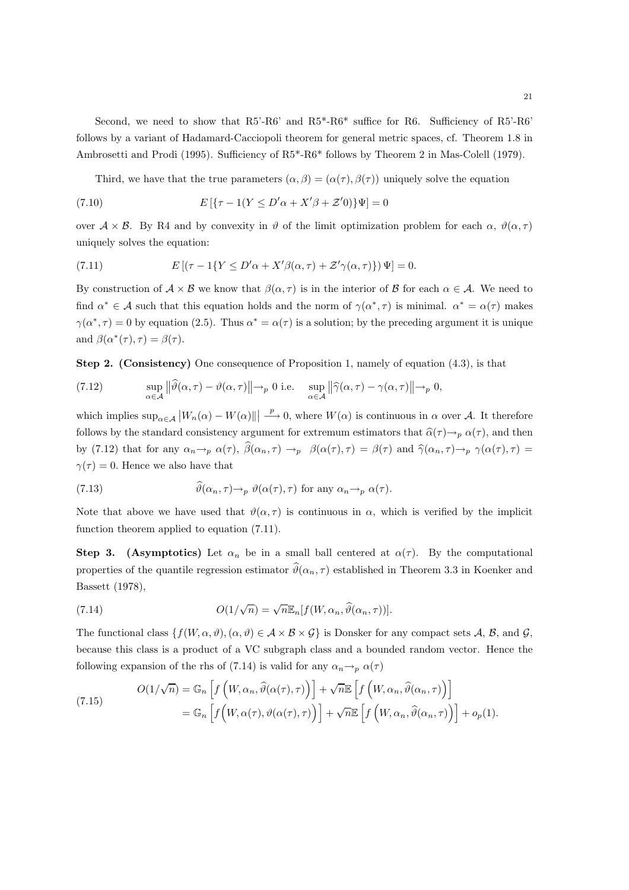Second, we need to show that R5'-R6' and R5*-R6* suffice for R6. Sufficiency of R5'-R6' follows by a variant of Hadamard-Cacciopoli theorem for general metric spaces, cf. Theorem 1.8 in Ambrosetti and Prodi (1995). Sufficiency of R5*-R6* follows by Theorem 2 in Mas-Colell (1979).

Third, we have that the true parameters $(\alpha, \beta) = (\alpha(\tau), \beta(\tau))$ uniquely solve the equation

$$E\left[\{\tau - 1(Y \leq D'\alpha + X'\beta + \mathcal{Z}'0)\}\Psi\right] = 0 \tag{7.10}$$

over $\mathcal{A} \times \mathcal{B}$. By R4 and by convexity in $\vartheta$ of the limit optimization problem for each $\alpha$, $\vartheta(\alpha, \tau)$ uniquely solves the equation:

$$E\left[\left(\tau - 1\{Y \leq D'\alpha + X'\beta(\alpha,\tau) + \mathcal{Z}'\gamma(\alpha,\tau)\}\right)\Psi\right] = 0. \tag{7.11}$$

By construction of $\mathcal{A} \times \mathcal{B}$ we know that $\beta(\alpha, \tau)$ is in the interior of $\mathcal{B}$ for each $\alpha \in \mathcal{A}$. We need to find $\alpha^* \in \mathcal{A}$ such that this equation holds and the norm of $\gamma(\alpha^*, \tau)$ is minimal. $\alpha^* = \alpha(\tau)$ makes $\gamma(\alpha^*, \tau) = 0$ by equation (2.5). Thus $\alpha^* = \alpha(\tau)$ is a solution; by the preceding argument it is unique and $\beta(\alpha^*(\tau), \tau) = \beta(\tau)$.

**Step 2. (Consistency)** One consequence of Proposition 1, namely of equation (4.3), is that

$$\sup_{\alpha \in \mathcal{A}} \left\|\widehat{\vartheta}(\alpha, \tau) - \vartheta(\alpha, \tau)\right\| \to_p 0 \text{ i.e. } \sup_{\alpha \in \mathcal{A}} \left\|\widehat{\gamma}(\alpha, \tau) - \gamma(\alpha, \tau)\right\| \to_p 0, \tag{7.12}$$

which implies $\sup_{\alpha \in \mathcal{A}} \left|W_n(\alpha) - W(\alpha)\|\right| \xrightarrow{p} 0$, where $W(\alpha)$ is continuous in $\alpha$ over $\mathcal{A}$. It therefore follows by the standard consistency argument for extremum estimators that $\widehat{\alpha}(\tau) \to_p \alpha(\tau)$, and then by (7.12) that for any $\alpha_n \to_p \alpha(\tau)$, $\widehat{\beta}(\alpha_n, \tau) \to_p \beta(\alpha(\tau), \tau) = \beta(\tau)$ and $\widehat{\gamma}(\alpha_n, \tau) \to_p \gamma(\alpha(\tau), \tau) = \gamma(\tau) = 0$. Hence we also have that

$$\widehat{\vartheta}(\alpha_n, \tau) \to_p \vartheta(\alpha(\tau), \tau) \text{ for any } \alpha_n \to_p \alpha(\tau). \tag{7.13}$$

Note that above we have used that $\vartheta(\alpha, \tau)$ is continuous in $\alpha$, which is verified by the implicit function theorem applied to equation (7.11).

**Step 3. (Asymptotics)** Let $\alpha_n$ be in a small ball centered at $\alpha(\tau)$. By the computational properties of the quantile regression estimator $\widehat{\vartheta}(\alpha_n, \tau)$ established in Theorem 3.3 in Koenker and Bassett (1978),

$$O(1/\sqrt{n}) = \sqrt{n}\mathbb{E}_n[f(W, \alpha_n, \widehat{\vartheta}(\alpha_n, \tau))]. \tag{7.14}$$

The functional class $\{f(W, \alpha, \vartheta), (\alpha, \vartheta) \in \mathcal{A} \times \mathcal{B} \times \mathcal{G}\}$ is Donsker for any compact sets $\mathcal{A}$, $\mathcal{B}$, and $\mathcal{G}$, because this class is a product of a VC subgraph class and a bounded random vector. Hence the following expansion of the rhs of (7.14) is valid for any $\alpha_n \to_p \alpha(\tau)$

$$\begin{aligned} O(1/\sqrt{n}) &= \mathbb{G}_n\left[f\left(W, \alpha_n, \widehat{\vartheta}(\alpha(\tau), \tau)\right)\right] + \sqrt{n}\mathbb{E}\left[f\left(W, \alpha_n, \widehat{\vartheta}(\alpha_n, \tau)\right)\right] \\ &= \mathbb{G}_n\left[f\Big(W, \alpha(\tau), \vartheta(\alpha(\tau), \tau)\Big)\right] + \sqrt{n}\mathbb{E}\left[f\left(W, \alpha_n, \widehat{\vartheta}(\alpha_n, \tau)\right)\right] + o_p(1). \end{aligned} \tag{7.15}$$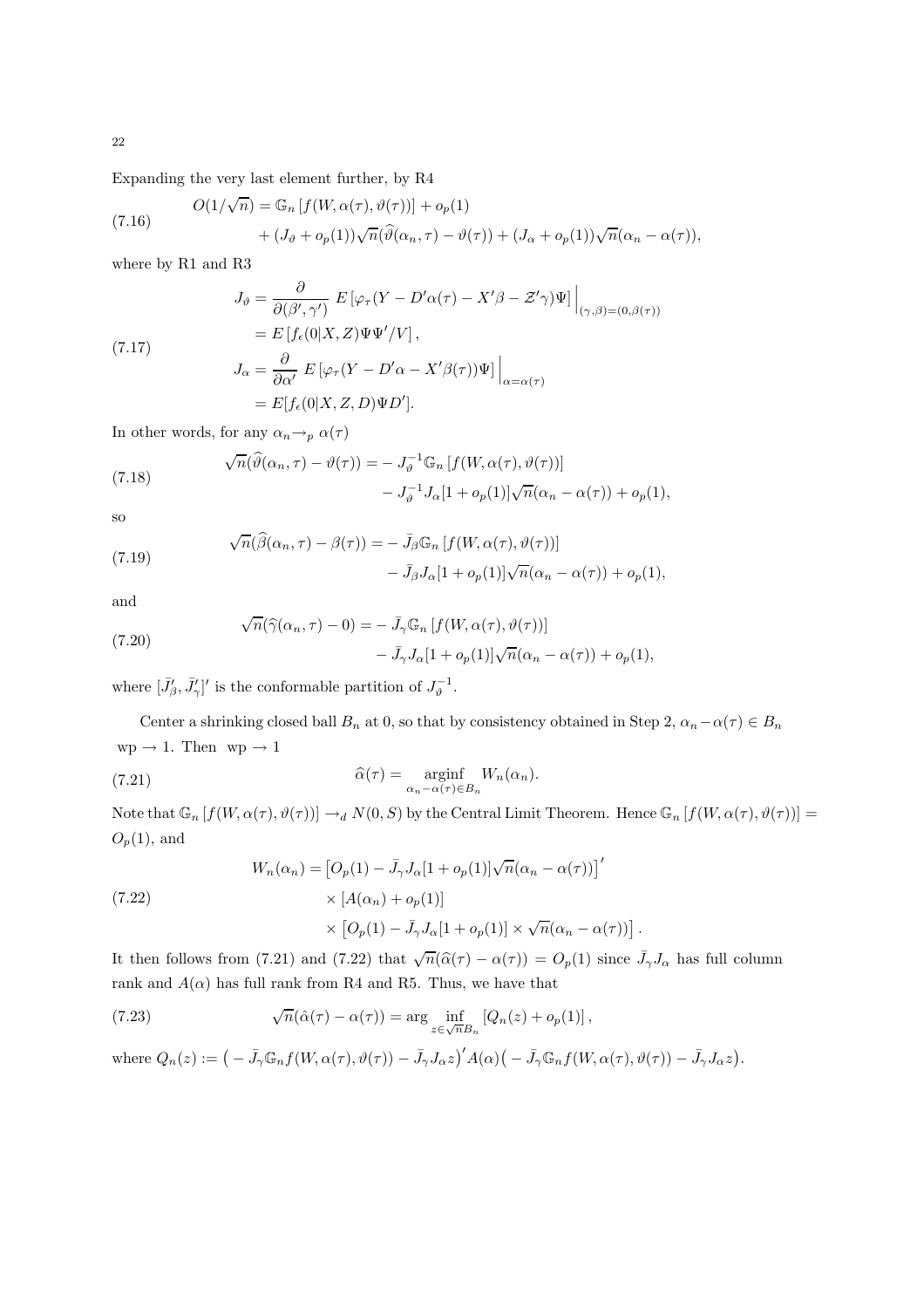Expanding the very last element further, by R4

$$
\begin{aligned}
O(1/\sqrt{n}) = {} & \mathbb{G}_n\left[f(W,\alpha(\tau),\vartheta(\tau))\right] + o_p(1) \\
& + (J_\vartheta + o_p(1))\sqrt{n}(\widehat{\vartheta}(\alpha_n,\tau)-\vartheta(\tau)) + (J_\alpha + o_p(1))\sqrt{n}(\alpha_n - \alpha(\tau)),
\end{aligned}
\tag{7.16}
$$

where by R1 and R3

$$
\begin{aligned}
J_\vartheta &= \frac{\partial}{\partial(\beta',\gamma')}\, E\left[\varphi_\tau(Y - D'\alpha(\tau) - X'\beta - \mathcal{Z}'\gamma)\Psi\right]\Big|_{(\gamma,\beta)=(0,\beta(\tau))} \\
&= E\left[f_\epsilon(0|X,Z)\Psi\Psi'/V\right], \\
J_\alpha &= \frac{\partial}{\partial\alpha'}\, E\left[\varphi_\tau(Y - D'\alpha - X'\beta(\tau))\Psi\right]\Big|_{\alpha=\alpha(\tau)} \\
&= E[f_\epsilon(0|X,Z,D)\Psi D'].
\end{aligned}
\tag{7.17}
$$

In other words, for any $\alpha_n \rightarrow_p \alpha(\tau)$

$$
\begin{aligned}
\sqrt{n}(\widehat{\vartheta}(\alpha_n,\tau)-\vartheta(\tau)) = & -J_\vartheta^{-1}\mathbb{G}_n\left[f(W,\alpha(\tau),\vartheta(\tau))\right] \\
& - J_\vartheta^{-1}J_\alpha[1+o_p(1)]\sqrt{n}(\alpha_n-\alpha(\tau)) + o_p(1),
\end{aligned}
\tag{7.18}
$$

so

$$
\begin{aligned}
\sqrt{n}(\widehat{\beta}(\alpha_n,\tau)-\beta(\tau)) = & -\bar{J}_\beta\mathbb{G}_n\left[f(W,\alpha(\tau),\vartheta(\tau))\right] \\
& - \bar{J}_\beta J_\alpha[1+o_p(1)]\sqrt{n}(\alpha_n-\alpha(\tau)) + o_p(1),
\end{aligned}
\tag{7.19}
$$

and

$$
\begin{aligned}
\sqrt{n}(\widehat{\gamma}(\alpha_n,\tau)-0) = & -\bar{J}_\gamma\mathbb{G}_n\left[f(W,\alpha(\tau),\vartheta(\tau))\right] \\
& - \bar{J}_\gamma J_\alpha[1+o_p(1)]\sqrt{n}(\alpha_n-\alpha(\tau)) + o_p(1),
\end{aligned}
\tag{7.20}
$$

where $[\bar{J}_\beta', \bar{J}_\gamma']'$ is the conformable partition of $J_\vartheta^{-1}$.

Center a shrinking closed ball $B_n$ at 0, so that by consistency obtained in Step 2, $\alpha_n - \alpha(\tau) \in B_n$ wp $\rightarrow 1$. Then wp $\rightarrow 1$

$$
\widehat{\alpha}(\tau) = \underset{\alpha_n - \alpha(\tau)\in B_n}{\operatorname{arginf}}\, W_n(\alpha_n).
\tag{7.21}
$$

Note that $\mathbb{G}_n\left[f(W,\alpha(\tau),\vartheta(\tau))\right] \rightarrow_d N(0,S)$ by the Central Limit Theorem. Hence $\mathbb{G}_n\left[f(W,\alpha(\tau),\vartheta(\tau))\right] = O_p(1)$, and

$$
\begin{aligned}
W_n(\alpha_n) = & \left[O_p(1) - \bar{J}_\gamma J_\alpha[1+o_p(1)]\sqrt{n}(\alpha_n-\alpha(\tau))\right]' \\
& \times \left[A(\alpha_n) + o_p(1)\right] \\
& \times \left[O_p(1) - \bar{J}_\gamma J_\alpha[1+o_p(1)]\times\sqrt{n}(\alpha_n-\alpha(\tau))\right].
\end{aligned}
\tag{7.22}
$$

It then follows from (7.21) and (7.22) that $\sqrt{n}(\widehat{\alpha}(\tau)-\alpha(\tau)) = O_p(1)$ since $\bar{J}_\gamma J_\alpha$ has full column rank and $A(\alpha)$ has full rank from R4 and R5. Thus, we have that

$$
\sqrt{n}(\hat{\alpha}(\tau)-\alpha(\tau)) = \arg\inf_{z\in\sqrt{n}B_n}\left[Q_n(z) + o_p(1)\right],
\tag{7.23}
$$

where $Q_n(z) := \big(-\bar{J}_\gamma\mathbb{G}_n f(W,\alpha(\tau),\vartheta(\tau)) - \bar{J}_\gamma J_\alpha z\big)' A(\alpha)\big(-\bar{J}_\gamma\mathbb{G}_n f(W,\alpha(\tau),\vartheta(\tau)) - \bar{J}_\gamma J_\alpha z\big)$.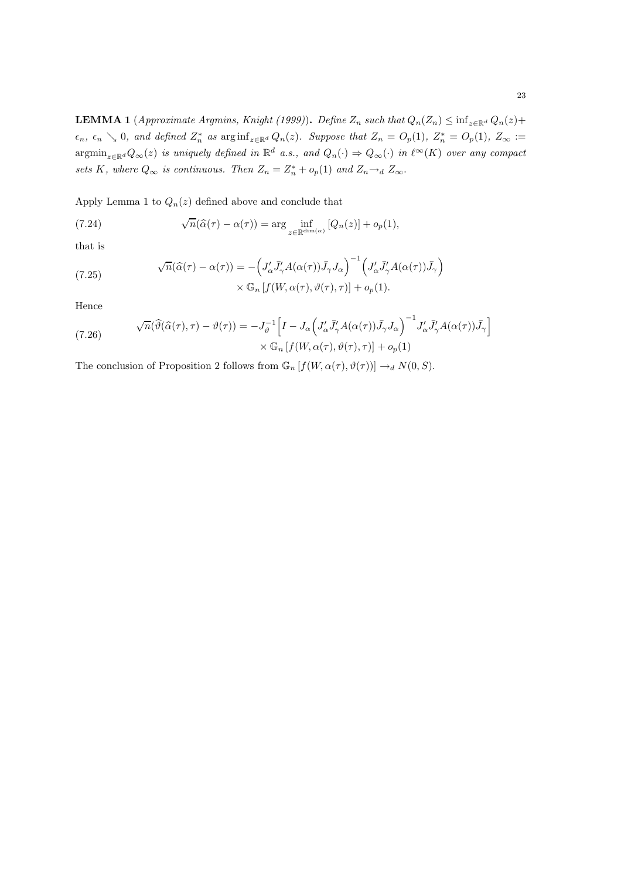**LEMMA 1** (*Approximate Argmins, Knight (1999)*)**.** *Define $Z_n$ such that $Q_n(Z_n) \leq \inf_{z\in\mathbb{R}^d} Q_n(z) + \epsilon_n$, $\epsilon_n \searrow 0$, and defined $Z_n^*$ as $\arg\inf_{z\in\mathbb{R}^d} Q_n(z)$. Suppose that $Z_n = O_p(1)$, $Z_n^* = O_p(1)$, $Z_\infty := \operatorname{argmin}_{z\in\mathbb{R}^d} Q_\infty(z)$ is uniquely defined in $\mathbb{R}^d$ a.s., and $Q_n(\cdot) \Rightarrow Q_\infty(\cdot)$ in $\ell^\infty(K)$ over any compact sets $K$, where $Q_\infty$ is continuous. Then $Z_n = Z_n^* + o_p(1)$ and $Z_n \to_d Z_\infty$.*

Apply Lemma 1 to $Q_n(z)$ defined above and conclude that

$$\sqrt{n}(\widehat{\alpha}(\tau) - \alpha(\tau)) = \arg \inf_{z\in\mathbb{R}^{\dim(\alpha)}} [Q_n(z)] + o_p(1), \tag{7.24}$$

that is

$$\begin{aligned}\sqrt{n}(\widehat{\alpha}(\tau) - \alpha(\tau)) = &-\Big(J_\alpha' \bar{J}_\gamma' A(\alpha(\tau)) \bar{J}_\gamma J_\alpha\Big)^{-1}\Big(J_\alpha' \bar{J}_\gamma' A(\alpha(\tau)) \bar{J}_\gamma\Big) \\ &\times \mathbb{G}_n\left[f(W, \alpha(\tau), \vartheta(\tau), \tau)\right] + o_p(1).\end{aligned} \tag{7.25}$$

Hence

$$\begin{aligned}\sqrt{n}(\widehat{\vartheta}(\widehat{\alpha}(\tau), \tau) - \vartheta(\tau)) = &-J_\vartheta^{-1}\Big[I - J_\alpha\Big(J_\alpha' \bar{J}_\gamma' A(\alpha(\tau)) \bar{J}_\gamma J_\alpha\Big)^{-1} J_\alpha' \bar{J}_\gamma' A(\alpha(\tau)) \bar{J}_\gamma\Big] \\ &\times \mathbb{G}_n\left[f(W, \alpha(\tau), \vartheta(\tau), \tau)\right] + o_p(1)\end{aligned} \tag{7.26}$$

The conclusion of Proposition 2 follows from $\mathbb{G}_n\left[f(W, \alpha(\tau), \vartheta(\tau))\right] \to_d N(0, S)$.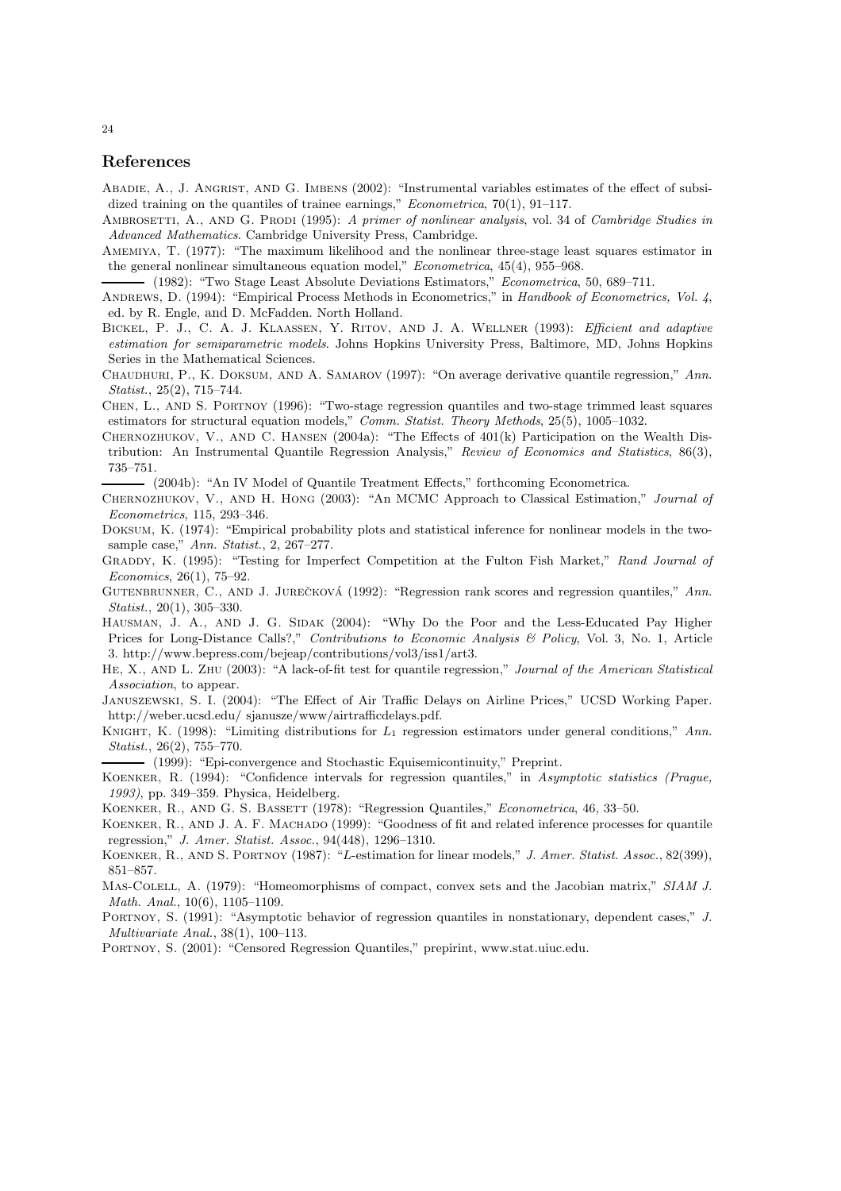## References

Abadie, A., J. Angrist, and G. Imbens (2002): "Instrumental variables estimates of the effect of subsidized training on the quantiles of trainee earnings," *Econometrica*, 70(1), 91–117.

Ambrosetti, A., and G. Prodi (1995): *A primer of nonlinear analysis*, vol. 34 of *Cambridge Studies in Advanced Mathematics*. Cambridge University Press, Cambridge.

Amemiya, T. (1977): "The maximum likelihood and the nonlinear three-stage least squares estimator in the general nonlinear simultaneous equation model," *Econometrica*, 45(4), 955–968.

——— (1982): "Two Stage Least Absolute Deviations Estimators," *Econometrica*, 50, 689–711.

Andrews, D. (1994): "Empirical Process Methods in Econometrics," in *Handbook of Econometrics, Vol. 4*, ed. by R. Engle, and D. McFadden. North Holland.

Bickel, P. J., C. A. J. Klaassen, Y. Ritov, and J. A. Wellner (1993): *Efficient and adaptive estimation for semiparametric models*. Johns Hopkins University Press, Baltimore, MD, Johns Hopkins Series in the Mathematical Sciences.

Chaudhuri, P., K. Doksum, and A. Samarov (1997): "On average derivative quantile regression," *Ann. Statist.*, 25(2), 715–744.

Chen, L., and S. Portnoy (1996): "Two-stage regression quantiles and two-stage trimmed least squares estimators for structural equation models," *Comm. Statist. Theory Methods*, 25(5), 1005–1032.

Chernozhukov, V., and C. Hansen (2004a): "The Effects of 401(k) Participation on the Wealth Distribution: An Instrumental Quantile Regression Analysis," *Review of Economics and Statistics*, 86(3), 735–751.

——— (2004b): "An IV Model of Quantile Treatment Effects," forthcoming Econometrica.

Chernozhukov, V., and H. Hong (2003): "An MCMC Approach to Classical Estimation," *Journal of Econometrics*, 115, 293–346.

Doksum, K. (1974): "Empirical probability plots and statistical inference for nonlinear models in the two-sample case," *Ann. Statist.*, 2, 267–277.

Graddy, K. (1995): "Testing for Imperfect Competition at the Fulton Fish Market," *Rand Journal of Economics*, 26(1), 75–92.

Gutenbrunner, C., and J. Jurečková (1992): "Regression rank scores and regression quantiles," *Ann. Statist.*, 20(1), 305–330.

Hausman, J. A., and J. G. Sidak (2004): "Why Do the Poor and the Less-Educated Pay Higher Prices for Long-Distance Calls?," *Contributions to Economic Analysis & Policy*, Vol. 3, No. 1, Article 3. http://www.bepress.com/bejeap/contributions/vol3/iss1/art3.

He, X., and L. Zhu (2003): "A lack-of-fit test for quantile regression," *Journal of the American Statistical Association*, to appear.

Januszewski, S. I. (2004): "The Effect of Air Traffic Delays on Airline Prices," UCSD Working Paper. http://weber.ucsd.edu/ sjanusze/www/airtrafficdelays.pdf.

Knight, K. (1998): "Limiting distributions for $L_1$ regression estimators under general conditions," *Ann. Statist.*, 26(2), 755–770.

——— (1999): "Epi-convergence and Stochastic Equisemicontinuity," Preprint.

Koenker, R. (1994): "Confidence intervals for regression quantiles," in *Asymptotic statistics (Prague, 1993)*, pp. 349–359. Physica, Heidelberg.

Koenker, R., and G. S. Bassett (1978): "Regression Quantiles," *Econometrica*, 46, 33–50.

Koenker, R., and J. A. F. Machado (1999): "Goodness of fit and related inference processes for quantile regression," *J. Amer. Statist. Assoc.*, 94(448), 1296–1310.

Koenker, R., and S. Portnoy (1987): "*L*-estimation for linear models," *J. Amer. Statist. Assoc.*, 82(399), 851–857.

Mas-Colell, A. (1979): "Homeomorphisms of compact, convex sets and the Jacobian matrix," *SIAM J. Math. Anal.*, 10(6), 1105–1109.

Portnoy, S. (1991): "Asymptotic behavior of regression quantiles in nonstationary, dependent cases," *J. Multivariate Anal.*, 38(1), 100–113.

Portnoy, S. (2001): "Censored Regression Quantiles," prepirint, www.stat.uiuc.edu.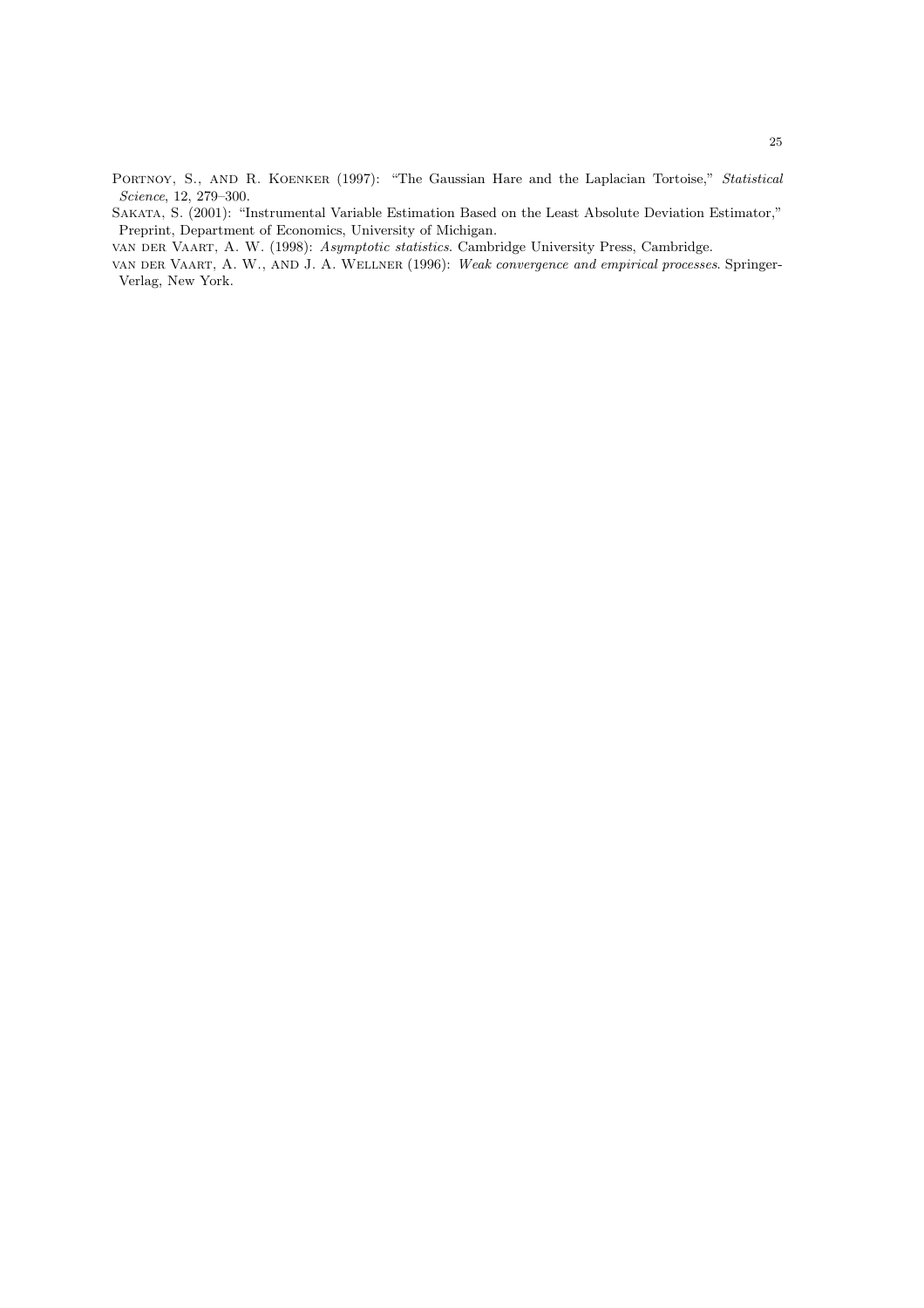Portnoy, S., and R. Koenker (1997): "The Gaussian Hare and the Laplacian Tortoise," *Statistical Science*, 12, 279–300.

Sakata, S. (2001): "Instrumental Variable Estimation Based on the Least Absolute Deviation Estimator," Preprint, Department of Economics, University of Michigan.

van der Vaart, A. W. (1998): *Asymptotic statistics*. Cambridge University Press, Cambridge.

van der Vaart, A. W., and J. A. Wellner (1996): *Weak convergence and empirical processes*. Springer-Verlag, New York.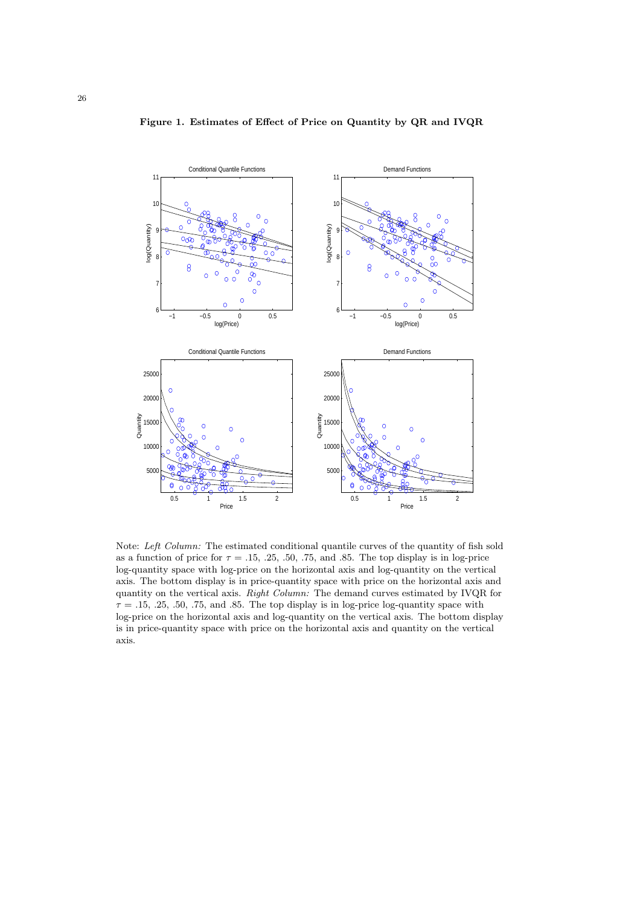**Figure 1. Estimates of Effect of Price on Quantity by QR and IVQR**

Note: *Left Column:* The estimated conditional quantile curves of the quantity of fish sold as a function of price for $\tau = .15, .25, .50, .75,$ and $.85$. The top display is in log-price log-quantity space with log-price on the horizontal axis and log-quantity on the vertical axis. The bottom display is in price-quantity space with price on the horizontal axis and quantity on the vertical axis. *Right Column:* The demand curves estimated by IVQR for $\tau = .15, .25, .50, .75,$ and $.85$. The top display is in log-price log-quantity space with log-price on the horizontal axis and log-quantity on the vertical axis. The bottom display is in price-quantity space with price on the horizontal axis and quantity on the vertical axis.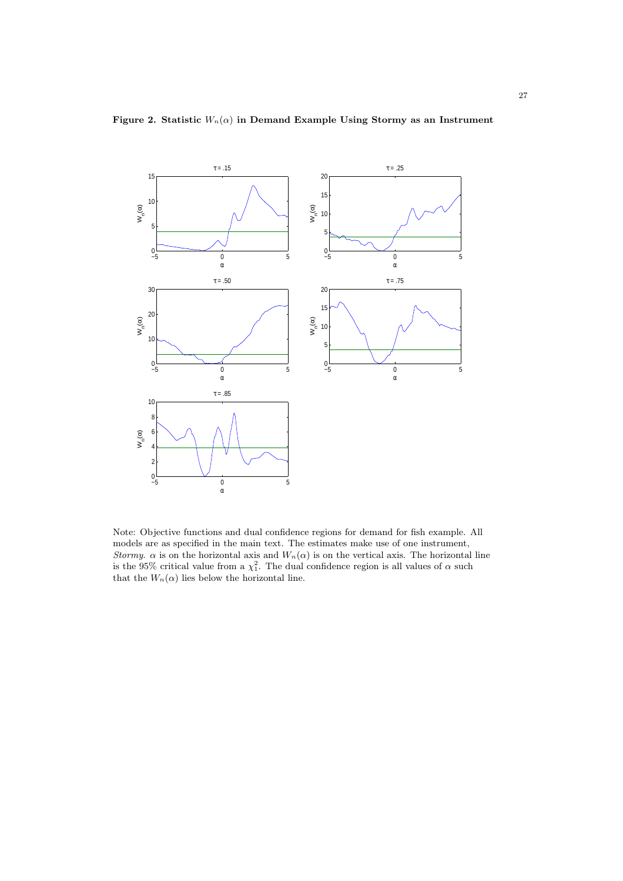**Figure 2. Statistic $W_n(\alpha)$ in Demand Example Using Stormy as an Instrument**

Note: Objective functions and dual confidence regions for demand for fish example. All models are as specified in the main text. The estimates make use of one instrument, *Stormy*. $\alpha$ is on the horizontal axis and $W_n(\alpha)$ is on the vertical axis. The horizontal line is the 95% critical value from a $\chi^2_1$. The dual confidence region is all values of $\alpha$ such that the $W_n(\alpha)$ lies below the horizontal line.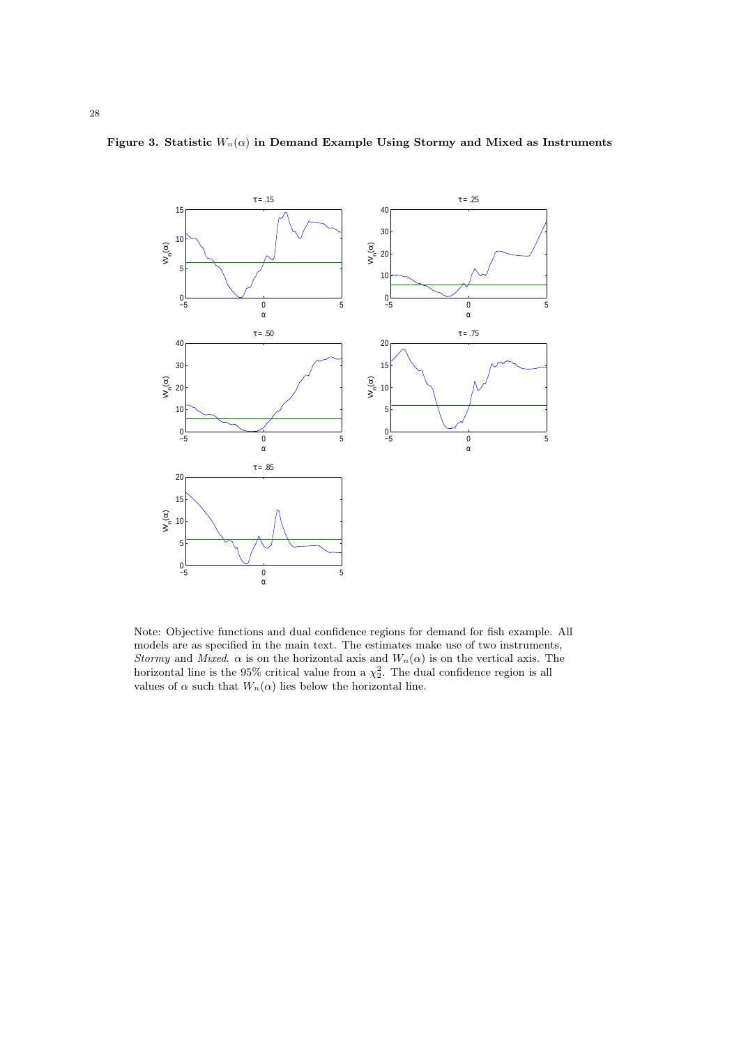**Figure 3. Statistic $W_n(\alpha)$ in Demand Example Using Stormy and Mixed as Instruments**

Note: Objective functions and dual confidence regions for demand for fish example. All models are as specified in the main text. The estimates make use of two instruments, *Stormy* and *Mixed*. $\alpha$ is on the horizontal axis and $W_n(\alpha)$ is on the vertical axis. The horizontal line is the 95% critical value from a $\chi^2_2$. The dual confidence region is all values of $\alpha$ such that $W_n(\alpha)$ lies below the horizontal line.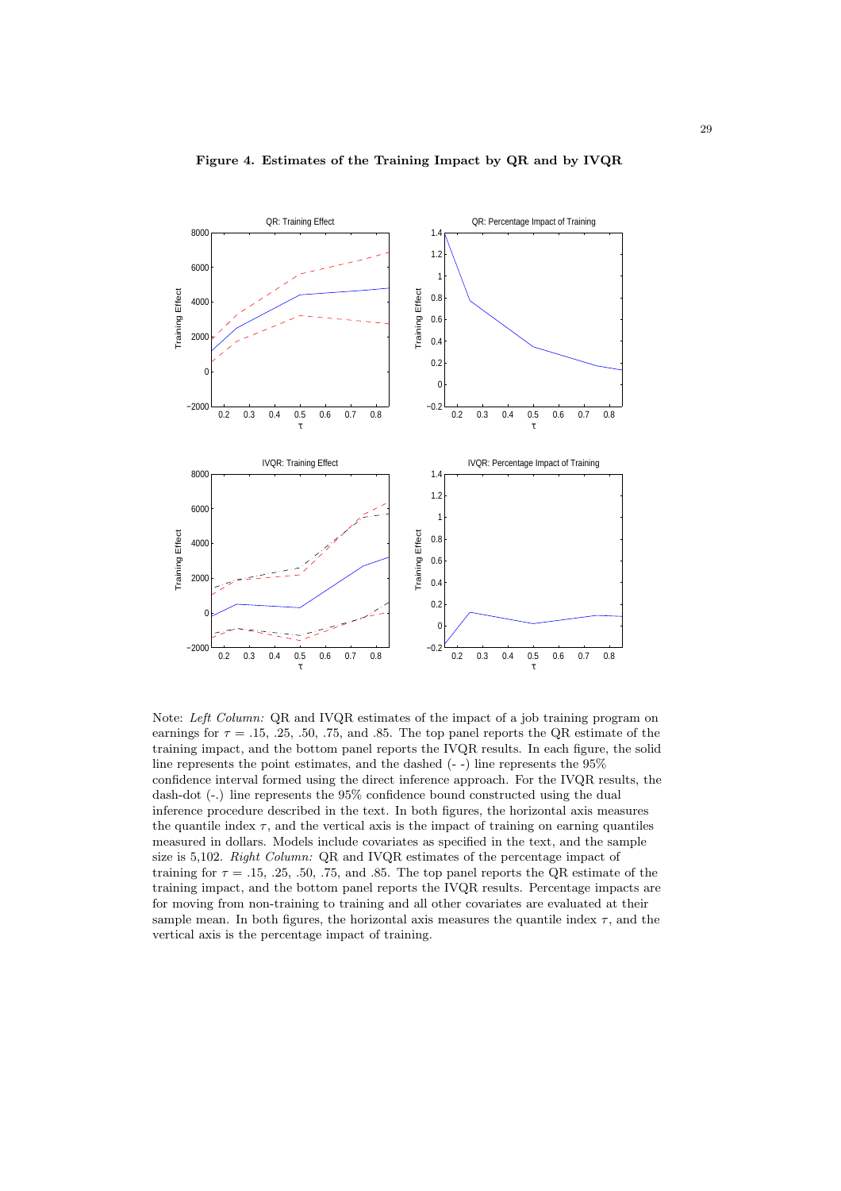**Figure 4. Estimates of the Training Impact by QR and by IVQR**

Note: *Left Column:* QR and IVQR estimates of the impact of a job training program on earnings for $\tau = .15, .25, .50, .75,$ and $.85$. The top panel reports the QR estimate of the training impact, and the bottom panel reports the IVQR results. In each figure, the solid line represents the point estimates, and the dashed (- -) line represents the 95% confidence interval formed using the direct inference approach. For the IVQR results, the dash-dot (-.) line represents the 95% confidence bound constructed using the dual inference procedure described in the text. In both figures, the horizontal axis measures the quantile index $\tau$, and the vertical axis is the impact of training on earning quantiles measured in dollars. Models include covariates as specified in the text, and the sample size is 5,102. *Right Column:* QR and IVQR estimates of the percentage impact of training for $\tau = .15, .25, .50, .75,$ and $.85$. The top panel reports the QR estimate of the training impact, and the bottom panel reports the IVQR results. Percentage impacts are for moving from non-training to training and all other covariates are evaluated at their sample mean. In both figures, the horizontal axis measures the quantile index $\tau$, and the vertical axis is the percentage impact of training.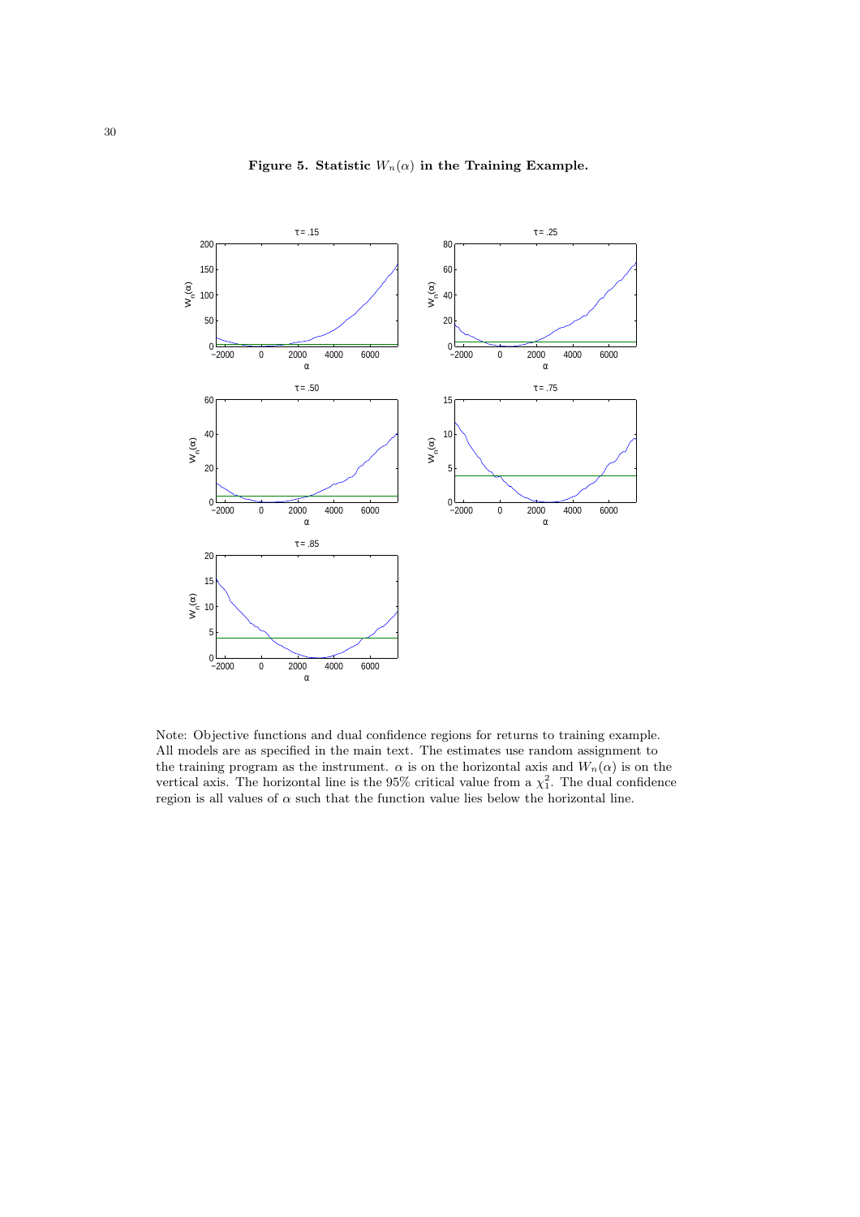**Figure 5. Statistic $W_n(\alpha)$ in the Training Example.**

τ= .15

200
150
100
50
0
$W_n(\alpha)$
−2000 0 2000 4000 6000
α

τ= .25

80
60
40
20
0
$W_n(\alpha)$
−2000 0 2000 4000 6000
α

τ= .50

60
40
20
0
$W_n(\alpha)$
−2000 0 2000 4000 6000
α

τ= .75

15
10
5
0
$W_n(\alpha)$
−2000 0 2000 4000 6000
α

τ= .85

20
15
10
5
0
$W_n(\alpha)$
−2000 0 2000 4000 6000
α

Note: Objective functions and dual confidence regions for returns to training example. All models are as specified in the main text. The estimates use random assignment to the training program as the instrument. $\alpha$ is on the horizontal axis and $W_n(\alpha)$ is on the vertical axis. The horizontal line is the 95% critical value from a $\chi^2_1$. The dual confidence region is all values of $\alpha$ such that the function value lies below the horizontal line.